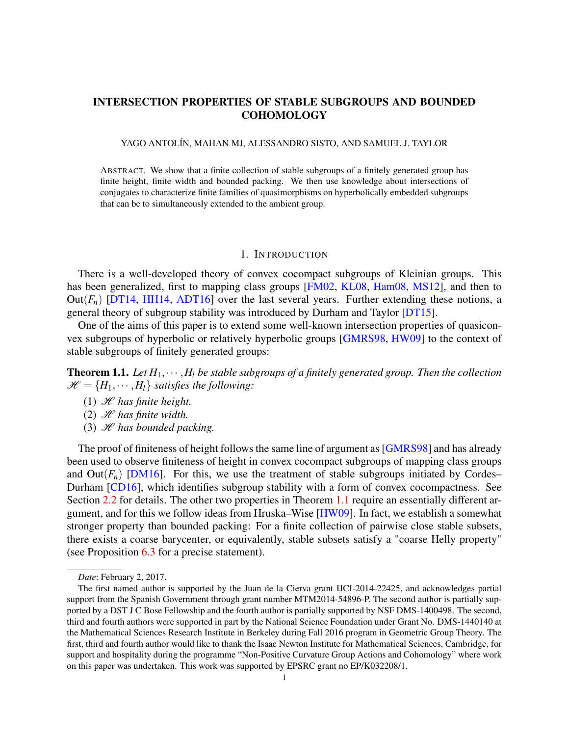# INTERSECTION PROPERTIES OF STABLE SUBGROUPS AND BOUNDED COHOMOLOGY

YAGO ANTOLÍN, MAHAN MJ, ALESSANDRO SISTO, AND SAMUEL J. TAYLOR

ABSTRACT. We show that a finite collection of stable subgroups of a finitely generated group has finite height, finite width and bounded packing. We then use knowledge about intersections of conjugates to characterize finite families of quasimorphisms on hyperbolically embedded subgroups that can be to simultaneously extended to the ambient group.

## 1. INTRODUCTION

There is a well-developed theory of convex cocompact subgroups of Kleinian groups. This has been generalized, first to mapping class groups [FM02, KL08, Ham08, MS12], and then to $\mathrm{Out}(F_n)$ [DT14, HH14, ADT16] over the last several years. Further extending these notions, a general theory of subgroup stability was introduced by Durham and Taylor [DT15].

One of the aims of this paper is to extend some well-known intersection properties of quasiconvex subgroups of hyperbolic or relatively hyperbolic groups [GMRS98, HW09] to the context of stable subgroups of finitely generated groups:

**Theorem 1.1.** *Let $H_1, \cdots, H_l$ be stable subgroups of a finitely generated group. Then the collection $\mathscr{H} = \{H_1, \cdots, H_l\}$ satisfies the following:*

1. *$\mathscr{H}$ has finite height.*
2. *$\mathscr{H}$ has finite width.*
3. *$\mathscr{H}$ has bounded packing.*

The proof of finiteness of height follows the same line of argument as [GMRS98] and has already been used to observe finiteness of height in convex cocompact subgroups of mapping class groups and $\mathrm{Out}(F_n)$ [DM16]. For this, we use the treatment of stable subgroups initiated by Cordes–Durham [CD16], which identifies subgroup stability with a form of convex cocompactness. See Section 2.2 for details. The other two properties in Theorem 1.1 require an essentially different argument, and for this we follow ideas from Hruska–Wise [HW09]. In fact, we establish a somewhat stronger property than bounded packing: For a finite collection of pairwise close stable subsets, there exists a coarse barycenter, or equivalently, stable subsets satisfy a "coarse Helly property" (see Proposition 6.3 for a precise statement).

---

*Date*: February 2, 2017.

The first named author is supported by the Juan de la Cierva grant IJCI-2014-22425, and acknowledges partial support from the Spanish Government through grant number MTM2014-54896-P. The second author is partially supported by a DST J C Bose Fellowship and the fourth author is partially supported by NSF DMS-1400498. The second, third and fourth authors were supported in part by the National Science Foundation under Grant No. DMS-1440140 at the Mathematical Sciences Research Institute in Berkeley during Fall 2016 program in Geometric Group Theory. The first, third and fourth author would like to thank the Isaac Newton Institute for Mathematical Sciences, Cambridge, for support and hospitality during the programme "Non-Positive Curvature Group Actions and Cohomology" where work on this paper was undertaken. This work was supported by EPSRC grant no EP/K032208/1.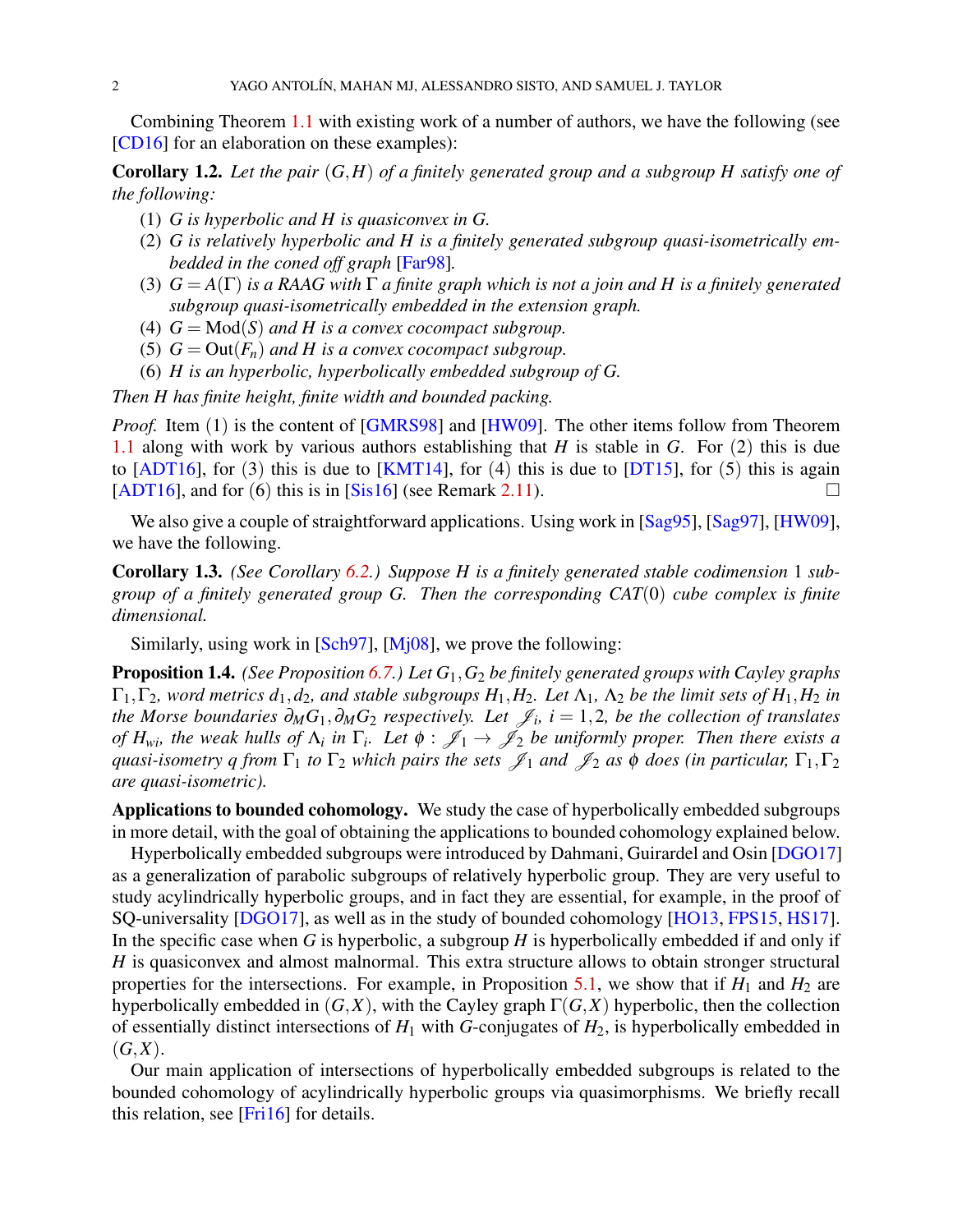Combining Theorem 1.1 with existing work of a number of authors, we have the following (see [CD16] for an elaboration on these examples):

**Corollary 1.2.** *Let the pair $(G,H)$ of a finitely generated group and a subgroup $H$ satisfy one of the following:*

1. *$G$ is hyperbolic and $H$ is quasiconvex in $G$.*
2. *$G$ is relatively hyperbolic and $H$ is a finitely generated subgroup quasi-isometrically embedded in the coned off graph* [Far98].
3. *$G = A(\Gamma)$ is a RAAG with $\Gamma$ a finite graph which is not a join and $H$ is a finitely generated subgroup quasi-isometrically embedded in the extension graph.*
4. *$G = \mathrm{Mod}(S)$ and $H$ is a convex cocompact subgroup.*
5. *$G = \mathrm{Out}(F_n)$ and $H$ is a convex cocompact subgroup.*
6. *$H$ is an hyperbolic, hyperbolically embedded subgroup of $G$.*

*Then $H$ has finite height, finite width and bounded packing.*

*Proof.* Item (1) is the content of [GMRS98] and [HW09]. The other items follow from Theorem 1.1 along with work by various authors establishing that $H$ is stable in $G$. For (2) this is due to [ADT16], for (3) this is due to [KMT14], for (4) this is due to [DT15], for (5) this is again [ADT16], and for (6) this is in [Sis16] (see Remark 2.11). □

We also give a couple of straightforward applications. Using work in [Sag95], [Sag97], [HW09], we have the following.

**Corollary 1.3.** *(See Corollary 6.2.) Suppose $H$ is a finitely generated stable codimension 1 subgroup of a finitely generated group $G$. Then the corresponding $CAT(0)$ cube complex is finite dimensional.*

Similarly, using work in [Sch97], [Mj08], we prove the following:

**Proposition 1.4.** *(See Proposition 6.7.) Let $G_1, G_2$ be finitely generated groups with Cayley graphs $\Gamma_1, \Gamma_2$, word metrics $d_1, d_2$, and stable subgroups $H_1, H_2$. Let $\Lambda_1$, $\Lambda_2$ be the limit sets of $H_1, H_2$ in the Morse boundaries $\partial_M G_1, \partial_M G_2$ respectively. Let $\mathscr{J}_i$, $i = 1,2$, be the collection of translates of $H_{wi}$, the weak hulls of $\Lambda_i$ in $\Gamma_i$. Let $\phi : \mathscr{J}_1 \to \mathscr{J}_2$ be uniformly proper. Then there exists a quasi-isometry $q$ from $\Gamma_1$ to $\Gamma_2$ which pairs the sets $\mathscr{J}_1$ and $\mathscr{J}_2$ as $\phi$ does (in particular, $\Gamma_1, \Gamma_2$ are quasi-isometric).*

**Applications to bounded cohomology.** We study the case of hyperbolically embedded subgroups in more detail, with the goal of obtaining the applications to bounded cohomology explained below.

Hyperbolically embedded subgroups were introduced by Dahmani, Guirardel and Osin [DGO17] as a generalization of parabolic subgroups of relatively hyperbolic group. They are very useful to study acylindrically hyperbolic groups, and in fact they are essential, for example, in the proof of SQ-universality [DGO17], as well as in the study of bounded cohomology [HO13, FPS15, HS17]. In the specific case when $G$ is hyperbolic, a subgroup $H$ is hyperbolically embedded if and only if $H$ is quasiconvex and almost malnormal. This extra structure allows to obtain stronger structural properties for the intersections. For example, in Proposition 5.1, we show that if $H_1$ and $H_2$ are hyperbolically embedded in $(G,X)$, with the Cayley graph $\Gamma(G,X)$ hyperbolic, then the collection of essentially distinct intersections of $H_1$ with $G$-conjugates of $H_2$, is hyperbolically embedded in $(G,X)$.

Our main application of intersections of hyperbolically embedded subgroups is related to the bounded cohomology of acylindrically hyperbolic groups via quasimorphisms. We briefly recall this relation, see [Fri16] for details.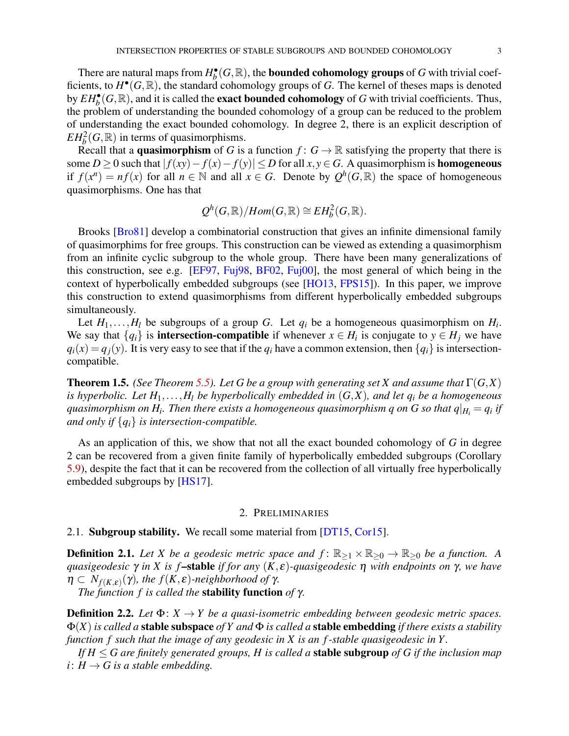There are natural maps from $H_b^\bullet(G,\mathbb{R})$, the **bounded cohomology groups** of $G$ with trivial coefficients, to $H^\bullet(G,\mathbb{R})$, the standard cohomology groups of $G$. The kernel of theses maps is denoted by $EH_b^\bullet(G,\mathbb{R})$, and it is called the **exact bounded cohomology** of $G$ with trivial coefficients. Thus, the problem of understanding the bounded cohomology of a group can be reduced to the problem of understanding the exact bounded cohomology. In degree 2, there is an explicit description of $EH_b^2(G,\mathbb{R})$ in terms of quasimorphisms.

Recall that a **quasimorphism** of $G$ is a function $f\colon G\to\mathbb{R}$ satisfying the property that there is some $D\geq 0$ such that $|f(xy)-f(x)-f(y)|\leq D$ for all $x,y\in G$. A quasimorphism is **homogeneous** if $f(x^n)=nf(x)$ for all $n\in\mathbb{N}$ and all $x\in G$. Denote by $Q^h(G,\mathbb{R})$ the space of homogeneous quasimorphisms. One has that

$$Q^h(G,\mathbb{R})/Hom(G,\mathbb{R})\cong EH_b^2(G,\mathbb{R}).$$

Brooks [Bro81] develop a combinatorial construction that gives an infinite dimensional family of quasimorphims for free groups. This construction can be viewed as extending a quasimorphism from an infinite cyclic subgroup to the whole group. There have been many generalizations of this construction, see e.g. [EF97, Fuj98, BF02, Fuj00], the most general of which being in the context of hyperbolically embedded subgroups (see [HO13, FPS15]). In this paper, we improve this construction to extend quasimorphisms from different hyperbolically embedded subgroups simultaneously.

Let $H_1,\dots,H_l$ be subgroups of a group $G$. Let $q_i$ be a homogeneous quasimorphism on $H_i$. We say that $\{q_i\}$ is **intersection-compatible** if whenever $x\in H_i$ is conjugate to $y\in H_j$ we have $q_i(x)=q_j(y)$. It is very easy to see that if the $q_i$ have a common extension, then $\{q_i\}$ is intersection-compatible.

**Theorem 1.5.** *(See Theorem 5.5). Let $G$ be a group with generating set $X$ and assume that $\Gamma(G,X)$ is hyperbolic. Let $H_1,\dots,H_l$ be hyperbolically embedded in $(G,X)$, and let $q_i$ be a homogeneous quasimorphism on $H_i$. Then there exists a homogeneous quasimorphism $q$ on $G$ so that $q|_{H_i}=q_i$ if and only if $\{q_i\}$ is intersection-compatible.*

As an application of this, we show that not all the exact bounded cohomology of $G$ in degree 2 can be recovered from a given finite family of hyperbolically embedded subgroups (Corollary 5.9), despite the fact that it can be recovered from the collection of all virtually free hyperbolically embedded subgroups by [HS17].

## 2. Preliminaries

### 2.1. Subgroup stability.

We recall some material from [DT15, Cor15].

**Definition 2.1.** *Let $X$ be a geodesic metric space and $f\colon\mathbb{R}_{\geq 1}\times\mathbb{R}_{\geq 0}\to\mathbb{R}_{\geq 0}$ be a function. A quasigeodesic $\gamma$ in $X$ is $f$–**stable** if for any $(K,\varepsilon)$-quasigeodesic $\eta$ with endpoints on $\gamma$, we have $\eta\subset N_{f(K,\varepsilon)}(\gamma)$, the $f(K,\varepsilon)$-neighborhood of $\gamma$.*

*The function $f$ is called the* **stability function** *of $\gamma$.*

**Definition 2.2.** *Let $\Phi\colon X\to Y$ be a quasi-isometric embedding between geodesic metric spaces. $\Phi(X)$ is called a* **stable subspace** *of $Y$ and $\Phi$ is called a* **stable embedding** *if there exists a stability function $f$ such that the image of any geodesic in $X$ is an $f$-stable quasigeodesic in $Y$.*

*If $H\leq G$ are finitely generated groups, $H$ is called a* **stable subgroup** *of $G$ if the inclusion map $i\colon H\to G$ is a stable embedding.*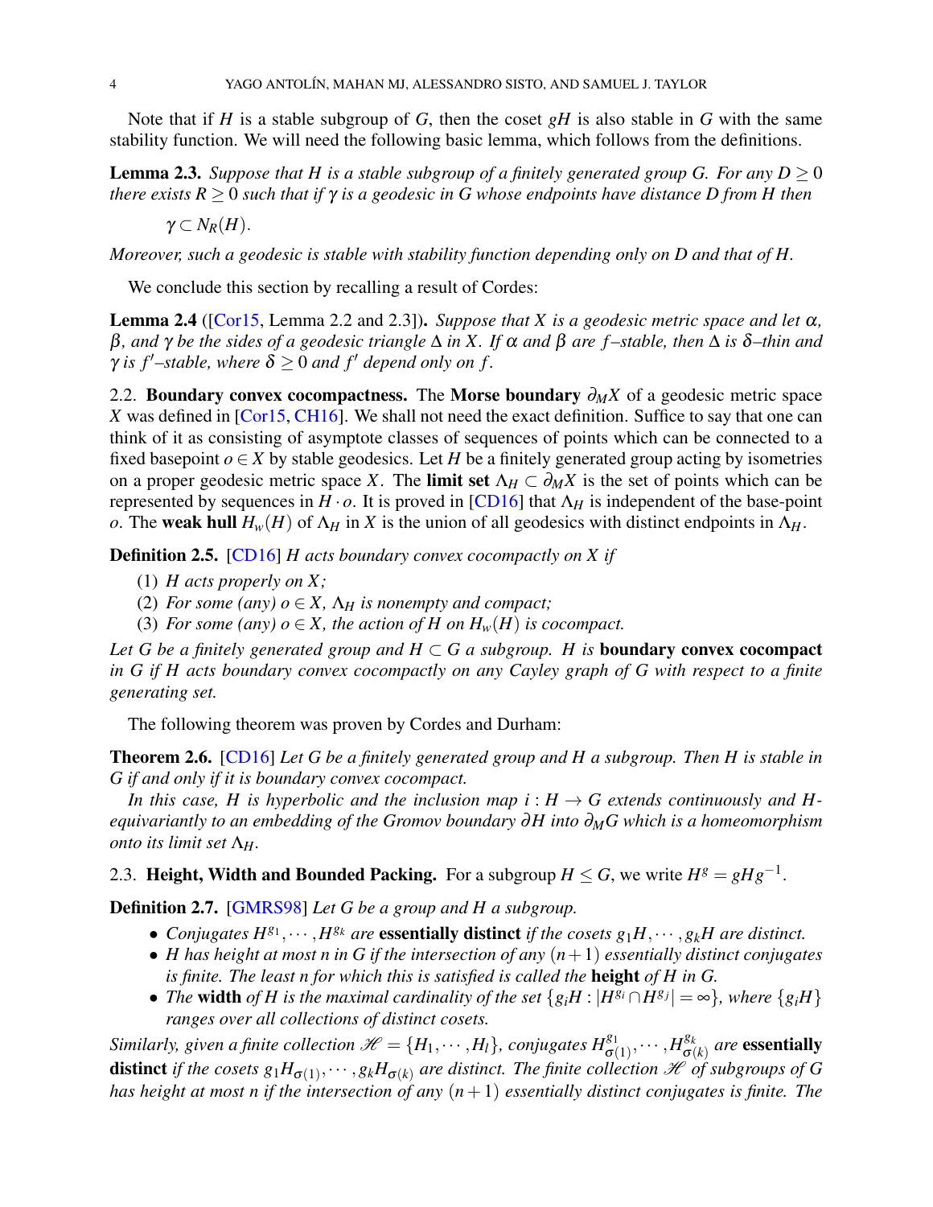Note that if $H$ is a stable subgroup of $G$, then the coset $gH$ is also stable in $G$ with the same stability function. We will need the following basic lemma, which follows from the definitions.

**Lemma 2.3.** *Suppose that $H$ is a stable subgroup of a finitely generated group $G$. For any $D \geq 0$ there exists $R \geq 0$ such that if $\gamma$ is a geodesic in $G$ whose endpoints have distance $D$ from $H$ then*

$$\gamma \subset N_R(H).$$

*Moreover, such a geodesic is stable with stability function depending only on $D$ and that of $H$.*

We conclude this section by recalling a result of Cordes:

**Lemma 2.4** ([Cor15, Lemma 2.2 and 2.3])**.** *Suppose that $X$ is a geodesic metric space and let $\alpha$, $\beta$, and $\gamma$ be the sides of a geodesic triangle $\Delta$ in $X$. If $\alpha$ and $\beta$ are $f$–stable, then $\Delta$ is $\delta$–thin and $\gamma$ is $f'$–stable, where $\delta \geq 0$ and $f'$ depend only on $f$.*

## 2.2. Boundary convex cocompactness.

The **Morse boundary** $\partial_M X$ of a geodesic metric space $X$ was defined in [Cor15, CH16]. We shall not need the exact definition. Suffice to say that one can think of it as consisting of asymptote classes of sequences of points which can be connected to a fixed basepoint $o \in X$ by stable geodesics. Let $H$ be a finitely generated group acting by isometries on a proper geodesic metric space $X$. The **limit set** $\Lambda_H \subset \partial_M X$ is the set of points which can be represented by sequences in $H \cdot o$. It is proved in [CD16] that $\Lambda_H$ is independent of the base-point $o$. The **weak hull** $H_w(H)$ of $\Lambda_H$ in $X$ is the union of all geodesics with distinct endpoints in $\Lambda_H$.

**Definition 2.5.** [CD16] *$H$ acts boundary convex cocompactly on $X$ if*

1. *$H$ acts properly on $X$;*
2. *For some (any) $o \in X$, $\Lambda_H$ is nonempty and compact;*
3. *For some (any) $o \in X$, the action of $H$ on $H_w(H)$ is cocompact.*

*Let $G$ be a finitely generated group and $H \subset G$ a subgroup. $H$ is* **boundary convex cocompact** *in $G$ if $H$ acts boundary convex cocompactly on any Cayley graph of $G$ with respect to a finite generating set.*

The following theorem was proven by Cordes and Durham:

**Theorem 2.6.** [CD16] *Let $G$ be a finitely generated group and $H$ a subgroup. Then $H$ is stable in $G$ if and only if it is boundary convex cocompact.*

*In this case, $H$ is hyperbolic and the inclusion map $i : H \to G$ extends continuously and $H$-equivariantly to an embedding of the Gromov boundary $\partial H$ into $\partial_M G$ which is a homeomorphism onto its limit set $\Lambda_H$.*

## 2.3. Height, Width and Bounded Packing.

For a subgroup $H \leq G$, we write $H^g = gHg^{-1}$.

**Definition 2.7.** [GMRS98] *Let $G$ be a group and $H$ a subgroup.*

- *Conjugates $H^{g_1}, \cdots, H^{g_k}$ are* **essentially distinct** *if the cosets $g_1H, \cdots, g_kH$ are distinct.*
- *$H$ has height at most $n$ in $G$ if the intersection of any $(n+1)$ essentially distinct conjugates is finite. The least $n$ for which this is satisfied is called the* **height** *of $H$ in $G$.*
- *The* **width** *of $H$ is the maximal cardinality of the set $\{g_iH : |H^{g_i} \cap H^{g_j}| = \infty\}$, where $\{g_iH\}$ ranges over all collections of distinct cosets.*

*Similarly, given a finite collection $\mathscr{H} = \{H_1, \cdots, H_l\}$, conjugates $H^{g_1}_{\sigma(1)}, \cdots, H^{g_k}_{\sigma(k)}$ are* **essentially distinct** *if the cosets $g_1H_{\sigma(1)}, \cdots, g_kH_{\sigma(k)}$ are distinct. The finite collection $\mathscr{H}$ of subgroups of $G$ has height at most $n$ if the intersection of any $(n+1)$ essentially distinct conjugates is finite. The*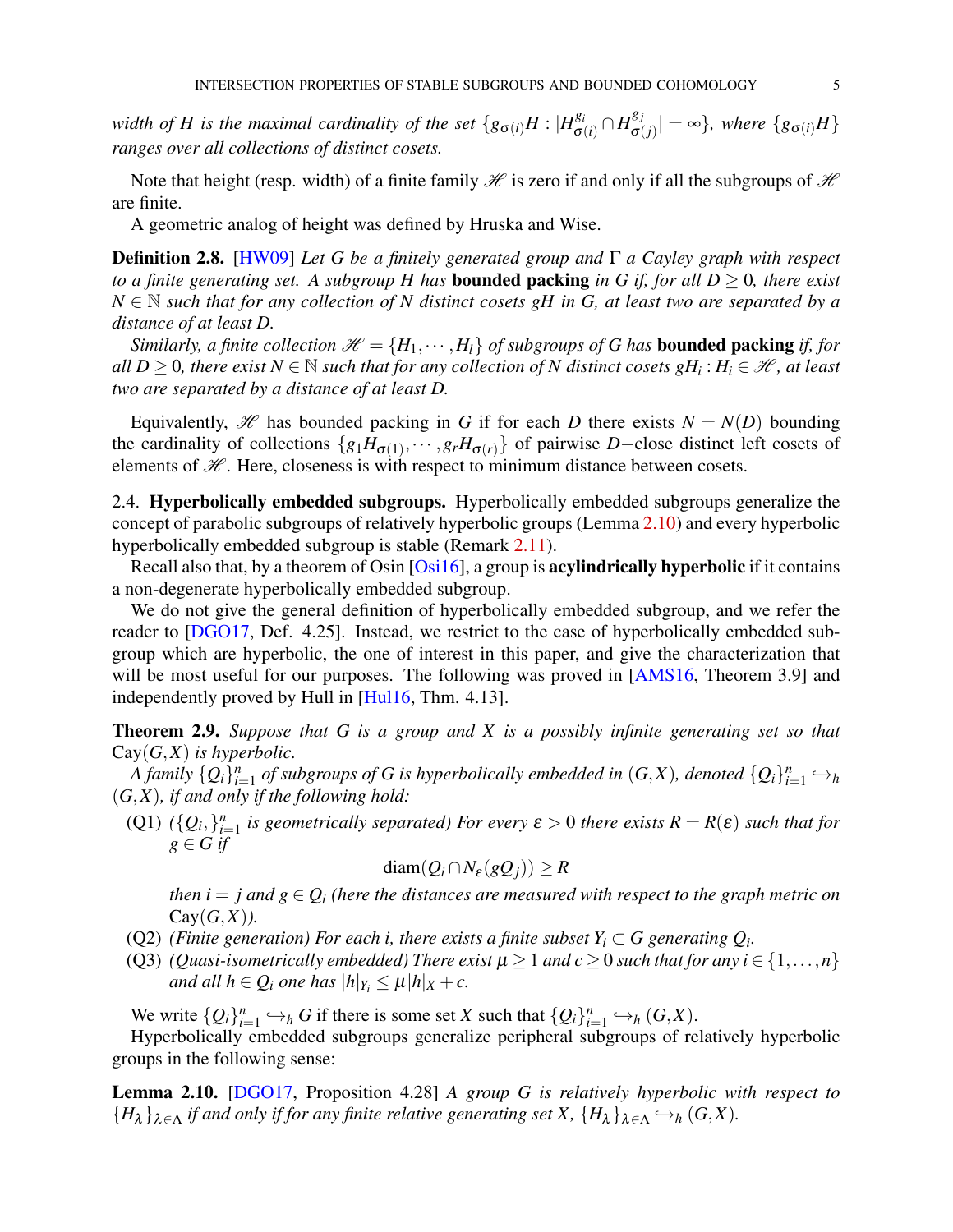*width of $H$ is the maximal cardinality of the set $\{g_{\sigma(i)}H : |H^{g_i}_{\sigma(i)} \cap H^{g_j}_{\sigma(j)}| = \infty\}$, where $\{g_{\sigma(i)}H\}$ ranges over all collections of distinct cosets.*

Note that height (resp. width) of a finite family $\mathscr{H}$ is zero if and only if all the subgroups of $\mathscr{H}$ are finite.

A geometric analog of height was defined by Hruska and Wise.

**Definition 2.8.** [HW09] *Let $G$ be a finitely generated group and $\Gamma$ a Cayley graph with respect to a finite generating set. A subgroup $H$ has* **bounded packing** *in $G$ if, for all $D \geq 0$, there exist $N \in \mathbb{N}$ such that for any collection of $N$ distinct cosets $gH$ in $G$, at least two are separated by a distance of at least $D$.*

*Similarly, a finite collection $\mathscr{H} = \{H_1, \cdots, H_l\}$ of subgroups of $G$ has* **bounded packing** *if, for all $D \geq 0$, there exist $N \in \mathbb{N}$ such that for any collection of $N$ distinct cosets $gH_i : H_i \in \mathscr{H}$, at least two are separated by a distance of at least $D$.*

Equivalently, $\mathscr{H}$ has bounded packing in $G$ if for each $D$ there exists $N = N(D)$ bounding the cardinality of collections $\{g_1 H_{\sigma(1)}, \cdots, g_r H_{\sigma(r)}\}$ of pairwise $D-$close distinct left cosets of elements of $\mathscr{H}$. Here, closeness is with respect to minimum distance between cosets.

## 2.4. Hyperbolically embedded subgroups.

Hyperbolically embedded subgroups generalize the concept of parabolic subgroups of relatively hyperbolic groups (Lemma 2.10) and every hyperbolic hyperbolically embedded subgroup is stable (Remark 2.11).

Recall also that, by a theorem of Osin [Osi16], a group is **acylindrically hyperbolic** if it contains a non-degenerate hyperbolically embedded subgroup.

We do not give the general definition of hyperbolically embedded subgroup, and we refer the reader to [DGO17, Def. 4.25]. Instead, we restrict to the case of hyperbolically embedded subgroup which are hyperbolic, the one of interest in this paper, and give the characterization that will be most useful for our purposes. The following was proved in [AMS16, Theorem 3.9] and independently proved by Hull in [Hul16, Thm. 4.13].

**Theorem 2.9.** *Suppose that $G$ is a group and $X$ is a possibly infinite generating set so that $\mathrm{Cay}(G,X)$ is hyperbolic.*

*A family $\{Q_i\}_{i=1}^n$ of subgroups of $G$ is hyperbolically embedded in $(G,X)$, denoted $\{Q_i\}_{i=1}^n \hookrightarrow_h (G,X)$, if and only if the following hold:*

- (Q1) *($\{Q_i,\}_{i=1}^n$ is geometrically separated) For every $\varepsilon > 0$ there exists $R = R(\varepsilon)$ such that for $g \in G$ if*
$$\mathrm{diam}(Q_i \cap N_\varepsilon(gQ_j)) \geq R$$
*then $i = j$ and $g \in Q_i$ (here the distances are measured with respect to the graph metric on $\mathrm{Cay}(G,X)$).*
- (Q2) *(Finite generation) For each $i$, there exists a finite subset $Y_i \subset G$ generating $Q_i$.*
- (Q3) *(Quasi-isometrically embedded) There exist $\mu \geq 1$ and $c \geq 0$ such that for any $i \in \{1,\ldots,n\}$ and all $h \in Q_i$ one has $|h|_{Y_i} \leq \mu |h|_X + c$.*

We write $\{Q_i\}_{i=1}^n \hookrightarrow_h G$ if there is some set $X$ such that $\{Q_i\}_{i=1}^n \hookrightarrow_h (G,X)$.

Hyperbolically embedded subgroups generalize peripheral subgroups of relatively hyperbolic groups in the following sense:

**Lemma 2.10.** [DGO17, Proposition 4.28] *A group $G$ is relatively hyperbolic with respect to $\{H_\lambda\}_{\lambda \in \Lambda}$ if and only if for any finite relative generating set $X$, $\{H_\lambda\}_{\lambda \in \Lambda} \hookrightarrow_h (G,X)$.*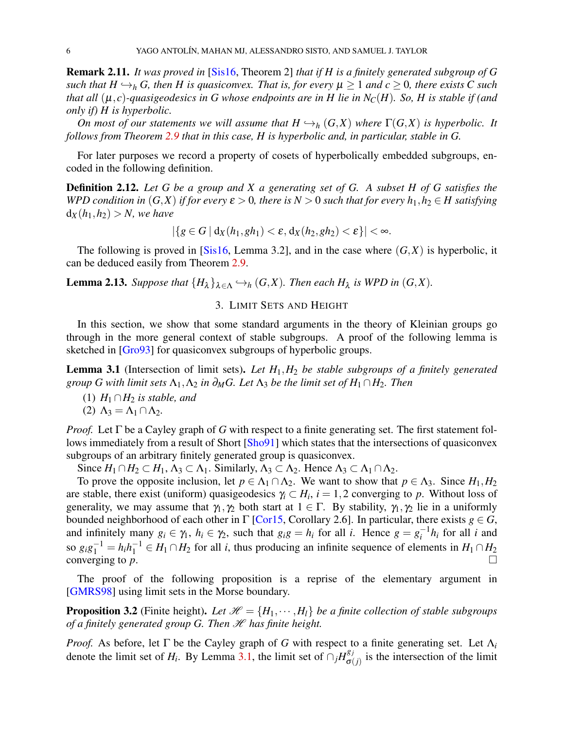**Remark 2.11.** *It was proved in* [Sis16, Theorem 2] *that if $H$ is a finitely generated subgroup of $G$ such that $H \hookrightarrow_h G$, then $H$ is quasiconvex. That is, for every $\mu \geq 1$ and $c \geq 0$, there exists $C$ such that all $(\mu, c)$-quasigeodesics in $G$ whose endpoints are in $H$ lie in $N_C(H)$. So, $H$ is stable if (and only if) $H$ is hyperbolic.*

*On most of our statements we will assume that $H \hookrightarrow_h (G,X)$ where $\Gamma(G,X)$ is hyperbolic. It follows from Theorem 2.9 that in this case, $H$ is hyperbolic and, in particular, stable in $G$.*

For later purposes we record a property of cosets of hyperbolically embedded subgroups, encoded in the following definition.

**Definition 2.12.** *Let $G$ be a group and $X$ a generating set of $G$. A subset $H$ of $G$ satisfies the WPD condition in $(G,X)$ if for every $\varepsilon > 0$, there is $N > 0$ such that for every $h_1, h_2 \in H$ satisfying $\mathrm{d}_X(h_1,h_2) > N$, we have*

$$|\{g \in G \mid \mathrm{d}_X(h_1, gh_1) < \varepsilon, \mathrm{d}_X(h_2, gh_2) < \varepsilon\}| < \infty.$$

The following is proved in [Sis16, Lemma 3.2], and in the case where $(G,X)$ is hyperbolic, it can be deduced easily from Theorem 2.9.

**Lemma 2.13.** *Suppose that $\{H_\lambda\}_{\lambda\in\Lambda} \hookrightarrow_h (G,X)$. Then each $H_\lambda$ is WPD in $(G,X)$.*

## 3. Limit Sets and Height

In this section, we show that some standard arguments in the theory of Kleinian groups go through in the more general context of stable subgroups. A proof of the following lemma is sketched in [Gro93] for quasiconvex subgroups of hyperbolic groups.

**Lemma 3.1** (Intersection of limit sets)**.** *Let $H_1, H_2$ be stable subgroups of a finitely generated group $G$ with limit sets $\Lambda_1, \Lambda_2$ in $\partial_M G$. Let $\Lambda_3$ be the limit set of $H_1 \cap H_2$. Then*

1. *$H_1 \cap H_2$ is stable, and*
2. *$\Lambda_3 = \Lambda_1 \cap \Lambda_2$.*

*Proof.* Let $\Gamma$ be a Cayley graph of $G$ with respect to a finite generating set. The first statement follows immediately from a result of Short [Sho91] which states that the intersections of quasiconvex subgroups of an arbitrary finitely generated group is quasiconvex.

Since $H_1 \cap H_2 \subset H_1$, $\Lambda_3 \subset \Lambda_1$. Similarly, $\Lambda_3 \subset \Lambda_2$. Hence $\Lambda_3 \subset \Lambda_1 \cap \Lambda_2$.

To prove the opposite inclusion, let $p \in \Lambda_1 \cap \Lambda_2$. We want to show that $p \in \Lambda_3$. Since $H_1, H_2$ are stable, there exist (uniform) quasigeodesics $\gamma_i \subset H_i$, $i = 1,2$ converging to $p$. Without loss of generality, we may assume that $\gamma_1, \gamma_2$ both start at $1 \in \Gamma$. By stability, $\gamma_1, \gamma_2$ lie in a uniformly bounded neighborhood of each other in $\Gamma$ [Cor15, Corollary 2.6]. In particular, there exists $g \in G$, and infinitely many $g_i \in \gamma_1$, $h_i \in \gamma_2$, such that $g_i g = h_i$ for all $i$. Hence $g = g_i^{-1} h_i$ for all $i$ and so $g_i g_1^{-1} = h_i h_1^{-1} \in H_1 \cap H_2$ for all $i$, thus producing an infinite sequence of elements in $H_1 \cap H_2$ converging to $p$. □

The proof of the following proposition is a reprise of the elementary argument in [GMRS98] using limit sets in the Morse boundary.

**Proposition 3.2** (Finite height)**.** *Let $\mathscr{H} = \{H_1, \cdots, H_l\}$ be a finite collection of stable subgroups of a finitely generated group $G$. Then $\mathscr{H}$ has finite height.*

*Proof.* As before, let $\Gamma$ be the Cayley graph of $G$ with respect to a finite generating set. Let $\Lambda_i$ denote the limit set of $H_i$. By Lemma 3.1, the limit set of $\cap_j H_{\sigma(j)}^{g_j}$ is the intersection of the limit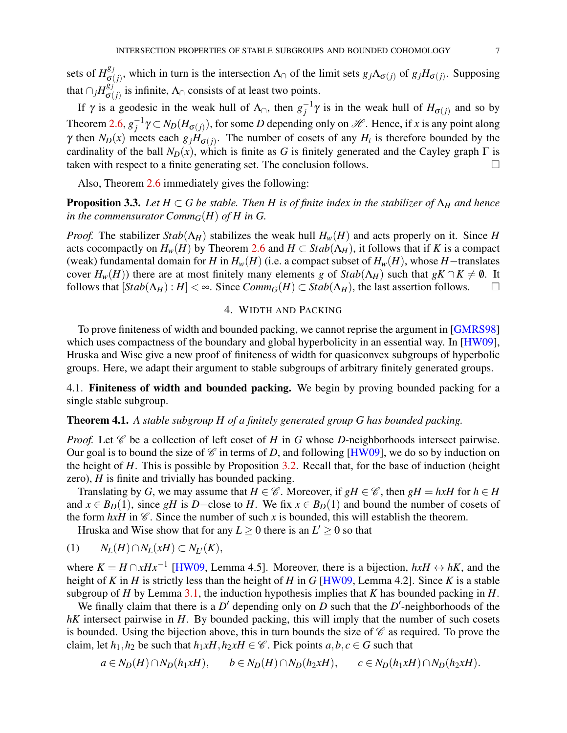sets of $H^{g_j}_{\sigma(j)}$, which in turn is the intersection $\Lambda_\cap$ of the limit sets $g_j\Lambda_{\sigma(j)}$ of $g_jH_{\sigma(j)}$. Supposing that $\cap_j H^{g_j}_{\sigma(j)}$ is infinite, $\Lambda_\cap$ consists of at least two points.

If $\gamma$ is a geodesic in the weak hull of $\Lambda_\cap$, then $g_j^{-1}\gamma$ is in the weak hull of $H_{\sigma(j)}$ and so by Theorem 2.6, $g_j^{-1}\gamma \subset N_D(H_{\sigma(j)})$, for some $D$ depending only on $\mathscr{H}$. Hence, if $x$ is any point along $\gamma$ then $N_D(x)$ meets each $g_jH_{\sigma(j)}$. The number of cosets of any $H_i$ is therefore bounded by the cardinality of the ball $N_D(x)$, which is finite as $G$ is finitely generated and the Cayley graph $\Gamma$ is taken with respect to a finite generating set. The conclusion follows. $\square$

Also, Theorem 2.6 immediately gives the following:

**Proposition 3.3.** *Let $H \subset G$ be stable. Then $H$ is of finite index in the stabilizer of $\Lambda_H$ and hence in the commensurator $Comm_G(H)$ of $H$ in $G$.*

*Proof.* The stabilizer $Stab(\Lambda_H)$ stabilizes the weak hull $H_w(H)$ and acts properly on it. Since $H$ acts cocompactly on $H_w(H)$ by Theorem 2.6 and $H \subset Stab(\Lambda_H)$, it follows that if $K$ is a compact (weak) fundamental domain for $H$ in $H_w(H)$ (i.e. a compact subset of $H_w(H)$, whose $H-$translates cover $H_w(H)$) there are at most finitely many elements $g$ of $Stab(\Lambda_H)$ such that $gK \cap K \neq \emptyset$. It follows that $[Stab(\Lambda_H) : H] < \infty$. Since $Comm_G(H) \subset Stab(\Lambda_H)$, the last assertion follows. $\square$

## 4. Width and Packing

To prove finiteness of width and bounded packing, we cannot reprise the argument in [GMRS98] which uses compactness of the boundary and global hyperbolicity in an essential way. In [HW09], Hruska and Wise give a new proof of finiteness of width for quasiconvex subgroups of hyperbolic groups. Here, we adapt their argument to stable subgroups of arbitrary finitely generated groups.

4.1. **Finiteness of width and bounded packing.** We begin by proving bounded packing for a single stable subgroup.

**Theorem 4.1.** *A stable subgroup $H$ of a finitely generated group $G$ has bounded packing.*

*Proof.* Let $\mathscr{C}$ be a collection of left coset of $H$ in $G$ whose $D$-neighborhoods intersect pairwise. Our goal is to bound the size of $\mathscr{C}$ in terms of $D$, and following [HW09], we do so by induction on the height of $H$. This is possible by Proposition 3.2. Recall that, for the base of induction (height zero), $H$ is finite and trivially has bounded packing.

Translating by $G$, we may assume that $H \in \mathscr{C}$. Moreover, if $gH \in \mathscr{C}$, then $gH = hxH$ for $h \in H$ and $x \in B_D(1)$, since $gH$ is $D-$close to $H$. We fix $x \in B_D(1)$ and bound the number of cosets of the form $hxH$ in $\mathscr{C}$. Since the number of such $x$ is bounded, this will establish the theorem.

Hruska and Wise show that for any $L \geq 0$ there is an $L' \geq 0$ so that

$$(1) \qquad N_L(H) \cap N_L(xH) \subset N_{L'}(K),$$

where $K = H \cap xHx^{-1}$ [HW09, Lemma 4.5]. Moreover, there is a bijection, $hxH \leftrightarrow hK$, and the height of $K$ in $H$ is strictly less than the height of $H$ in $G$ [HW09, Lemma 4.2]. Since $K$ is a stable subgroup of $H$ by Lemma 3.1, the induction hypothesis implies that $K$ has bounded packing in $H$.

We finally claim that there is a $D'$ depending only on $D$ such that the $D'$-neighborhoods of the $hK$ intersect pairwise in $H$. By bounded packing, this will imply that the number of such cosets is bounded. Using the bijection above, this in turn bounds the size of $\mathscr{C}$ as required. To prove the claim, let $h_1, h_2$ be such that $h_1xH, h_2xH \in \mathscr{C}$. Pick points $a, b, c \in G$ such that

$$a \in N_D(H) \cap N_D(h_1xH), \qquad b \in N_D(H) \cap N_D(h_2xH), \qquad c \in N_D(h_1xH) \cap N_D(h_2xH).$$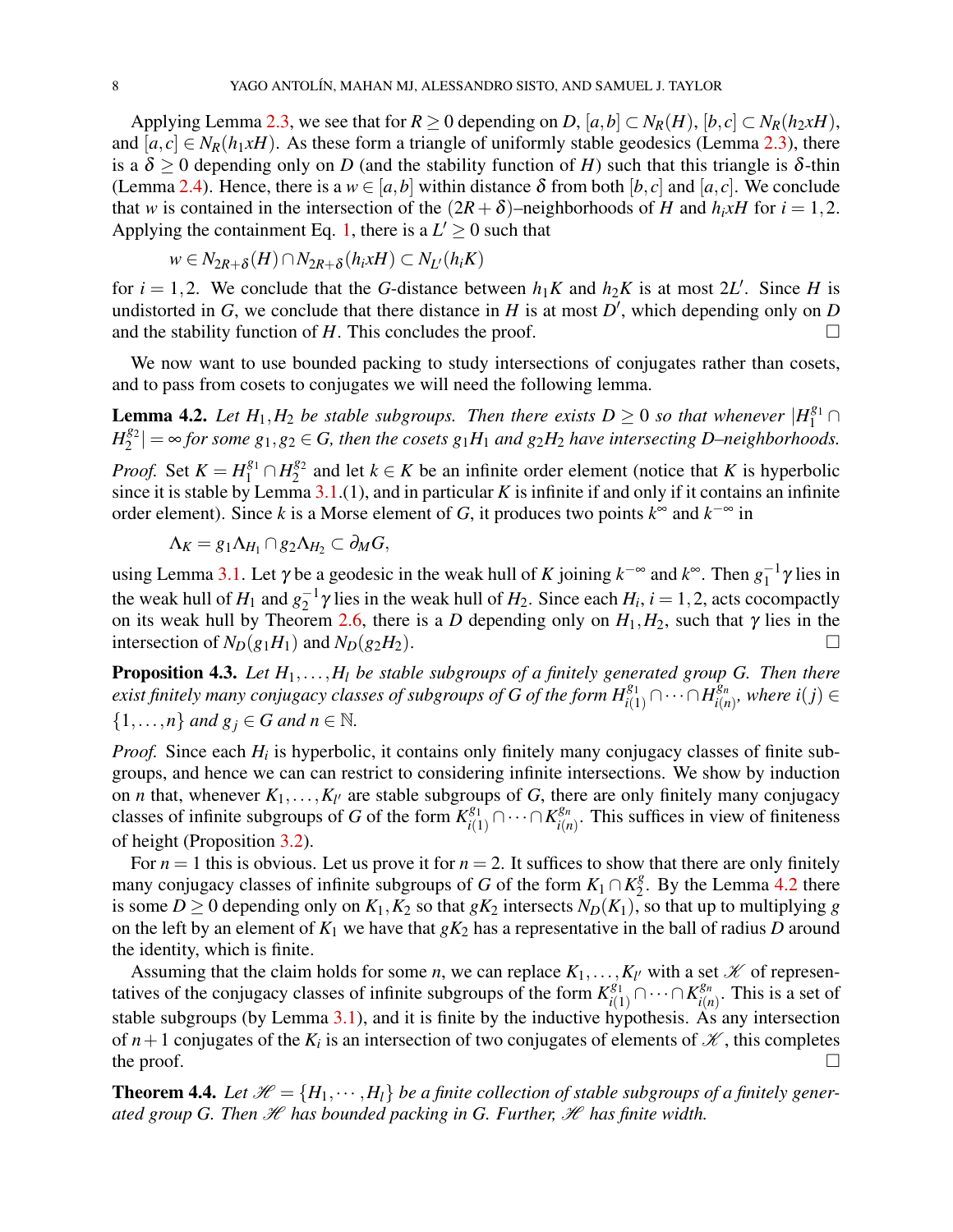Applying Lemma 2.3, we see that for $R \geq 0$ depending on $D$, $[a,b] \subset N_R(H)$, $[b,c] \subset N_R(h_2xH)$, and $[a,c] \in N_R(h_1xH)$. As these form a triangle of uniformly stable geodesics (Lemma 2.3), there is a $\delta \geq 0$ depending only on $D$ (and the stability function of $H$) such that this triangle is $\delta$-thin (Lemma 2.4). Hence, there is a $w \in [a,b]$ within distance $\delta$ from both $[b,c]$ and $[a,c]$. We conclude that $w$ is contained in the intersection of the $(2R+\delta)$–neighborhoods of $H$ and $h_ixH$ for $i = 1,2$. Applying the containment Eq. 1, there is a $L' \geq 0$ such that

$$w \in N_{2R+\delta}(H) \cap N_{2R+\delta}(h_ixH) \subset N_{L'}(h_iK)$$

for $i = 1,2$. We conclude that the $G$-distance between $h_1K$ and $h_2K$ is at most $2L'$. Since $H$ is undistorted in $G$, we conclude that there distance in $H$ is at most $D'$, which depending only on $D$ and the stability function of $H$. This concludes the proof. □

We now want to use bounded packing to study intersections of conjugates rather than cosets, and to pass from cosets to conjugates we will need the following lemma.

**Lemma 4.2.** *Let $H_1, H_2$ be stable subgroups. Then there exists $D \geq 0$ so that whenever $|H_1^{g_1} \cap H_2^{g_2}| = \infty$ for some $g_1, g_2 \in G$, then the cosets $g_1H_1$ and $g_2H_2$ have intersecting $D$–neighborhoods.*

*Proof.* Set $K = H_1^{g_1} \cap H_2^{g_2}$ and let $k \in K$ be an infinite order element (notice that $K$ is hyperbolic since it is stable by Lemma 3.1.(1), and in particular $K$ is infinite if and only if it contains an infinite order element). Since $k$ is a Morse element of $G$, it produces two points $k^\infty$ and $k^{-\infty}$ in

$$\Lambda_K = g_1\Lambda_{H_1} \cap g_2\Lambda_{H_2} \subset \partial_M G,$$

using Lemma 3.1. Let $\gamma$ be a geodesic in the weak hull of $K$ joining $k^{-\infty}$ and $k^\infty$. Then $g_1^{-1}\gamma$ lies in the weak hull of $H_1$ and $g_2^{-1}\gamma$ lies in the weak hull of $H_2$. Since each $H_i$, $i = 1,2$, acts cocompactly on its weak hull by Theorem 2.6, there is a $D$ depending only on $H_1, H_2$, such that $\gamma$ lies in the intersection of $N_D(g_1H_1)$ and $N_D(g_2H_2)$. □

**Proposition 4.3.** *Let $H_1, \ldots, H_l$ be stable subgroups of a finitely generated group $G$. Then there exist finitely many conjugacy classes of subgroups of $G$ of the form $H_{i(1)}^{g_1} \cap \cdots \cap H_{i(n)}^{g_n}$, where $i(j) \in \{1, \ldots, n\}$ and $g_j \in G$ and $n \in \mathbb{N}$.*

*Proof.* Since each $H_i$ is hyperbolic, it contains only finitely many conjugacy classes of finite subgroups, and hence we can can restrict to considering infinite intersections. We show by induction on $n$ that, whenever $K_1, \ldots, K_{l'}$ are stable subgroups of $G$, there are only finitely many conjugacy classes of infinite subgroups of $G$ of the form $K_{i(1)}^{g_1} \cap \cdots \cap K_{i(n)}^{g_n}$. This suffices in view of finiteness of height (Proposition 3.2).

For $n = 1$ this is obvious. Let us prove it for $n = 2$. It suffices to show that there are only finitely many conjugacy classes of infinite subgroups of $G$ of the form $K_1 \cap K_2^g$. By the Lemma 4.2 there is some $D \geq 0$ depending only on $K_1, K_2$ so that $gK_2$ intersects $N_D(K_1)$, so that up to multiplying $g$ on the left by an element of $K_1$ we have that $gK_2$ has a representative in the ball of radius $D$ around the identity, which is finite.

Assuming that the claim holds for some $n$, we can replace $K_1, \ldots, K_{l'}$ with a set $\mathscr{K}$ of representatives of the conjugacy classes of infinite subgroups of the form $K_{i(1)}^{g_1} \cap \cdots \cap K_{i(n)}^{g_n}$. This is a set of stable subgroups (by Lemma 3.1), and it is finite by the inductive hypothesis. As any intersection of $n+1$ conjugates of the $K_i$ is an intersection of two conjugates of elements of $\mathscr{K}$, this completes the proof. □

**Theorem 4.4.** *Let $\mathscr{H} = \{H_1, \cdots, H_l\}$ be a finite collection of stable subgroups of a finitely generated group $G$. Then $\mathscr{H}$ has bounded packing in $G$. Further, $\mathscr{H}$ has finite width.*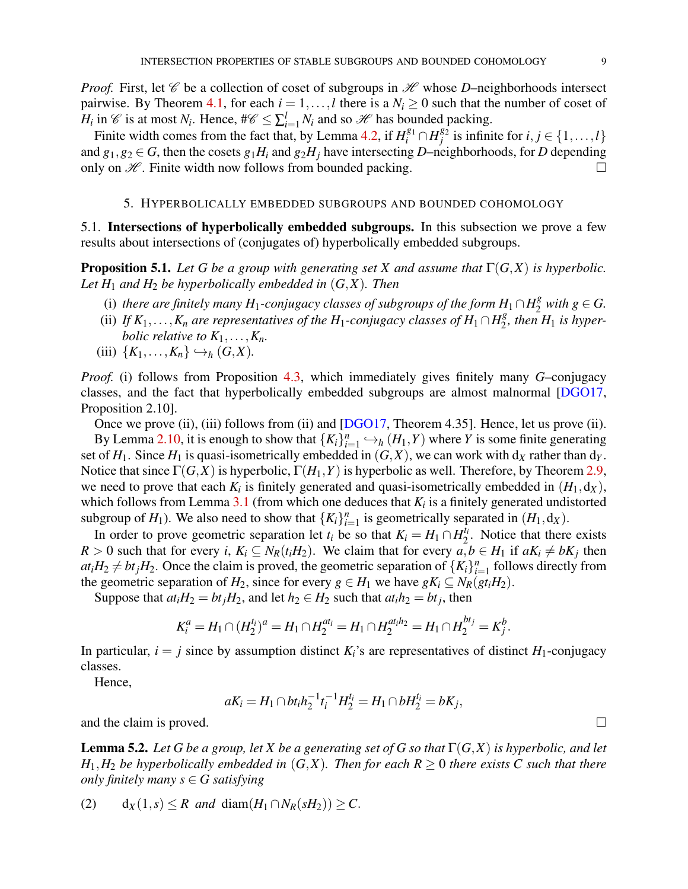*Proof.* First, let $\mathscr{C}$ be a collection of coset of subgroups in $\mathscr{H}$ whose $D$–neighborhoods intersect pairwise. By Theorem 4.1, for each $i = 1, \dots, l$ there is a $N_i \geq 0$ such that the number of coset of $H_i$ in $\mathscr{C}$ is at most $N_i$. Hence, $\#\mathscr{C} \leq \sum_{i=1}^{l} N_i$ and so $\mathscr{H}$ has bounded packing.

Finite width comes from the fact that, by Lemma 4.2, if $H_i^{g_1} \cap H_j^{g_2}$ is infinite for $i, j \in \{1, \dots, l\}$ and $g_1, g_2 \in G$, then the cosets $g_1 H_i$ and $g_2 H_j$ have intersecting $D$–neighborhoods, for $D$ depending only on $\mathscr{H}$. Finite width now follows from bounded packing. □

## 5. Hyperbolically embedded subgroups and bounded cohomology

**5.1. Intersections of hyperbolically embedded subgroups.** In this subsection we prove a few results about intersections of (conjugates of) hyperbolically embedded subgroups.

**Proposition 5.1.** *Let $G$ be a group with generating set $X$ and assume that $\Gamma(G,X)$ is hyperbolic. Let $H_1$ and $H_2$ be hyperbolically embedded in $(G,X)$. Then*

- (i) *there are finitely many $H_1$-conjugacy classes of subgroups of the form $H_1 \cap H_2^g$ with $g \in G$.*
- (ii) *If $K_1, \dots, K_n$ are representatives of the $H_1$-conjugacy classes of $H_1 \cap H_2^g$, then $H_1$ is hyperbolic relative to $K_1, \dots, K_n$.*
- (iii) *$\{K_1, \dots, K_n\} \hookrightarrow_h (G,X)$.*

*Proof.* (i) follows from Proposition 4.3, which immediately gives finitely many $G$–conjugacy classes, and the fact that hyperbolically embedded subgroups are almost malnormal [DGO17, Proposition 2.10].

Once we prove (ii), (iii) follows from (ii) and [DGO17, Theorem 4.35]. Hence, let us prove (ii).

By Lemma 2.10, it is enough to show that $\{K_i\}_{i=1}^n \hookrightarrow_h (H_1, Y)$ where $Y$ is some finite generating set of $H_1$. Since $H_1$ is quasi-isometrically embedded in $(G,X)$, we can work with $\mathrm{d}_X$ rather than $\mathrm{d}_Y$. Notice that since $\Gamma(G,X)$ is hyperbolic, $\Gamma(H_1,Y)$ is hyperbolic as well. Therefore, by Theorem 2.9, we need to prove that each $K_i$ is finitely generated and quasi-isometrically embedded in $(H_1, \mathrm{d}_X)$, which follows from Lemma 3.1 (from which one deduces that $K_i$ is a finitely generated undistorted subgroup of $H_1$). We also need to show that $\{K_i\}_{i=1}^n$ is geometrically separated in $(H_1, \mathrm{d}_X)$.

In order to prove geometric separation let $t_i$ be so that $K_i = H_1 \cap H_2^{t_i}$. Notice that there exists $R > 0$ such that for every $i$, $K_i \subseteq N_R(t_i H_2)$. We claim that for every $a, b \in H_1$ if $aK_i \neq bK_j$ then $at_i H_2 \neq bt_j H_2$. Once the claim is proved, the geometric separation of $\{K_i\}_{i=1}^n$ follows directly from the geometric separation of $H_2$, since for every $g \in H_1$ we have $gK_i \subseteq N_R(gt_i H_2)$.

Suppose that $at_i H_2 = bt_j H_2$, and let $h_2 \in H_2$ such that $at_i h_2 = bt_j$, then

$$K_i^a = H_1 \cap (H_2^{t_i})^a = H_1 \cap H_2^{at_i} = H_1 \cap H_2^{at_i h_2} = H_1 \cap H_2^{bt_j} = K_j^b.$$

In particular, $i = j$ since by assumption distinct $K_i$'s are representatives of distinct $H_1$-conjugacy classes.

Hence,

$$aK_i = H_1 \cap bt_i h_2^{-1} t_i^{-1} H_2^{t_i} = H_1 \cap bH_2^{t_i} = bK_j,$$

and the claim is proved. □

**Lemma 5.2.** *Let $G$ be a group, let $X$ be a generating set of $G$ so that $\Gamma(G,X)$ is hyperbolic, and let $H_1, H_2$ be hyperbolically embedded in $(G,X)$. Then for each $R \geq 0$ there exists $C$ such that there only finitely many $s \in G$ satisfying*

$$\mathrm{d}_X(1,s) \leq R \;\text{ and }\; \mathrm{diam}(H_1 \cap N_R(sH_2)) \geq C. \tag{2}$$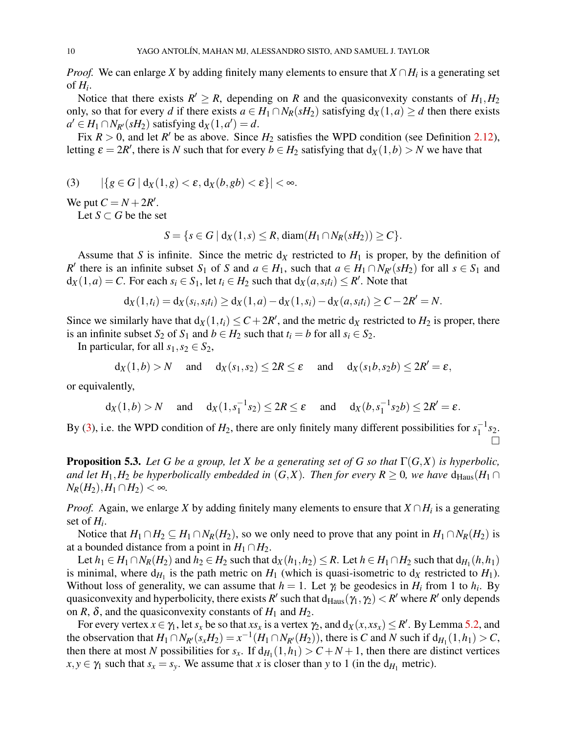*Proof.* We can enlarge $X$ by adding finitely many elements to ensure that $X \cap H_i$ is a generating set of $H_i$.

Notice that there exists $R' \geq R$, depending on $R$ and the quasiconvexity constants of $H_1, H_2$ only, so that for every $d$ if there exists $a \in H_1 \cap N_R(sH_2)$ satisfying $\mathrm{d}_X(1,a) \geq d$ then there exists $a' \in H_1 \cap N_{R'}(sH_2)$ satisfying $\mathrm{d}_X(1,a') = d$.

Fix $R > 0$, and let $R'$ be as above. Since $H_2$ satisfies the WPD condition (see Definition 2.12), letting $\varepsilon = 2R'$, there is $N$ such that for every $b \in H_2$ satisfying that $\mathrm{d}_X(1,b) > N$ we have that

$$(3) \qquad |\{g \in G \mid \mathrm{d}_X(1,g) < \varepsilon, \mathrm{d}_X(b,gb) < \varepsilon\}| < \infty.$$

We put $C = N + 2R'$.

Let $S \subset G$ be the set

$$S = \{s \in G \mid \mathrm{d}_X(1,s) \leq R, \mathrm{diam}(H_1 \cap N_R(sH_2)) \geq C\}.$$

Assume that $S$ is infinite. Since the metric $\mathrm{d}_X$ restricted to $H_1$ is proper, by the definition of $R'$ there is an infinite subset $S_1$ of $S$ and $a \in H_1$, such that $a \in H_1 \cap N_{R'}(sH_2)$ for all $s \in S_1$ and $\mathrm{d}_X(1,a) = C$. For each $s_i \in S_1$, let $t_i \in H_2$ such that $\mathrm{d}_X(a, s_i t_i) \leq R'$. Note that

$$\mathrm{d}_X(1,t_i) = \mathrm{d}_X(s_i, s_i t_i) \geq \mathrm{d}_X(1,a) - \mathrm{d}_X(1,s_i) - \mathrm{d}_X(a, s_i t_i) \geq C - 2R' = N.$$

Since we similarly have that $\mathrm{d}_X(1,t_i) \leq C + 2R'$, and the metric $\mathrm{d}_X$ restricted to $H_2$ is proper, there is an infinite subset $S_2$ of $S_1$ and $b \in H_2$ such that $t_i = b$ for all $s_i \in S_2$.

In particular, for all $s_1, s_2 \in S_2$,

$$\mathrm{d}_X(1,b) > N \quad \text{and} \quad \mathrm{d}_X(s_1,s_2) \leq 2R \leq \varepsilon \quad \text{and} \quad \mathrm{d}_X(s_1 b, s_2 b) \leq 2R' = \varepsilon,$$

or equivalently,

$$\mathrm{d}_X(1,b) > N \quad \text{and} \quad \mathrm{d}_X(1, s_1^{-1} s_2) \leq 2R \leq \varepsilon \quad \text{and} \quad \mathrm{d}_X(b, s_1^{-1} s_2 b) \leq 2R' = \varepsilon.$$

By (3), i.e. the WPD condition of $H_2$, there are only finitely many different possibilities for $s_1^{-1} s_2$. $\square$

**Proposition 5.3.** *Let $G$ be a group, let $X$ be a generating set of $G$ so that $\Gamma(G,X)$ is hyperbolic, and let $H_1, H_2$ be hyperbolically embedded in $(G,X)$. Then for every $R \geq 0$, we have $\mathrm{d}_{\mathrm{Haus}}(H_1 \cap N_R(H_2), H_1 \cap H_2) < \infty$.*

*Proof.* Again, we enlarge $X$ by adding finitely many elements to ensure that $X \cap H_i$ is a generating set of $H_i$.

Notice that $H_1 \cap H_2 \subseteq H_1 \cap N_R(H_2)$, so we only need to prove that any point in $H_1 \cap N_R(H_2)$ is at a bounded distance from a point in $H_1 \cap H_2$.

Let $h_1 \in H_1 \cap N_R(H_2)$ and $h_2 \in H_2$ such that $\mathrm{d}_X(h_1,h_2) \leq R$. Let $h \in H_1 \cap H_2$ such that $\mathrm{d}_{H_1}(h,h_1)$ is minimal, where $\mathrm{d}_{H_1}$ is the path metric on $H_1$ (which is quasi-isometric to $\mathrm{d}_X$ restricted to $H_1$). Without loss of generality, we can assume that $h = 1$. Let $\gamma_i$ be geodesics in $H_i$ from 1 to $h_i$. By quasiconvexity and hyperbolicity, there exists $R'$ such that $\mathrm{d}_{\mathrm{Haus}}(\gamma_1, \gamma_2) < R'$ where $R'$ only depends on $R$, $\delta$, and the quasiconvexity constants of $H_1$ and $H_2$.

For every vertex $x \in \gamma_1$, let $s_x$ be so that $x s_x$ is a vertex $\gamma_2$, and $\mathrm{d}_X(x, x s_x) \leq R'$. By Lemma 5.2, and the observation that $H_1 \cap N_{R'}(s_x H_2) = x^{-1}(H_1 \cap N_{R'}(H_2))$, there is $C$ and $N$ such if $\mathrm{d}_{H_1}(1,h_1) > C$, then there at most $N$ possibilities for $s_x$. If $\mathrm{d}_{H_1}(1,h_1) > C + N + 1$, then there are distinct vertices $x, y \in \gamma_1$ such that $s_x = s_y$. We assume that $x$ is closer than $y$ to 1 (in the $\mathrm{d}_{H_1}$ metric).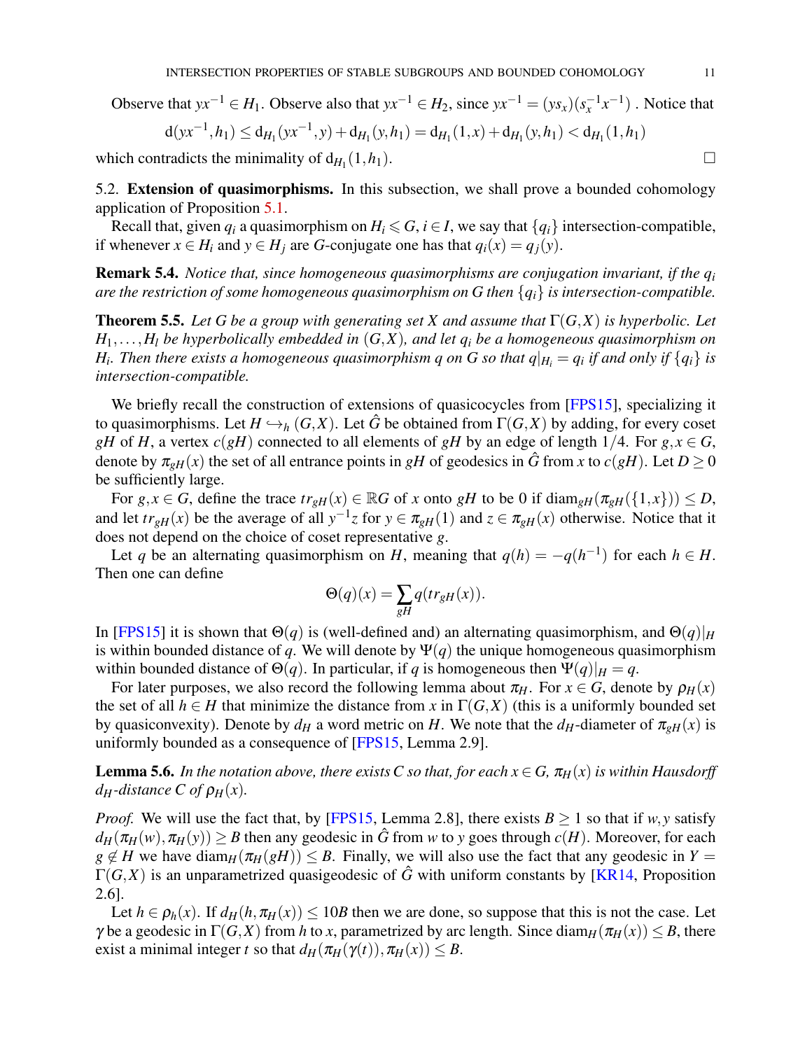Observe that $yx^{-1} \in H_1$. Observe also that $yx^{-1} \in H_2$, since $yx^{-1} = (ys_x)(s_x^{-1}x^{-1})$ . Notice that

$$\mathrm{d}(yx^{-1}, h_1) \leq \mathrm{d}_{H_1}(yx^{-1}, y) + \mathrm{d}_{H_1}(y, h_1) = \mathrm{d}_{H_1}(1, x) + \mathrm{d}_{H_1}(y, h_1) < \mathrm{d}_{H_1}(1, h_1)$$

which contradicts the minimality of $\mathrm{d}_{H_1}(1, h_1)$. □

### 5.2. Extension of quasimorphisms.

In this subsection, we shall prove a bounded cohomology application of Proposition 5.1.

Recall that, given $q_i$ a quasimorphism on $H_i \leqslant G$, $i \in I$, we say that $\{q_i\}$ intersection-compatible, if whenever $x \in H_i$ and $y \in H_j$ are $G$-conjugate one has that $q_i(x) = q_j(y)$.

**Remark 5.4.** *Notice that, since homogeneous quasimorphisms are conjugation invariant, if the $q_i$ are the restriction of some homogeneous quasimorphism on $G$ then $\{q_i\}$ is intersection-compatible.*

**Theorem 5.5.** *Let $G$ be a group with generating set $X$ and assume that $\Gamma(G,X)$ is hyperbolic. Let $H_1, \dots, H_l$ be hyperbolically embedded in $(G,X)$, and let $q_i$ be a homogeneous quasimorphism on $H_i$. Then there exists a homogeneous quasimorphism $q$ on $G$ so that $q|_{H_i} = q_i$ if and only if $\{q_i\}$ is intersection-compatible.*

We briefly recall the construction of extensions of quasicocycles from [FPS15], specializing it to quasimorphisms. Let $H \hookrightarrow_h (G,X)$. Let $\hat{G}$ be obtained from $\Gamma(G,X)$ by adding, for every coset $gH$ of $H$, a vertex $c(gH)$ connected to all elements of $gH$ by an edge of length $1/4$. For $g, x \in G$, denote by $\pi_{gH}(x)$ the set of all entrance points in $gH$ of geodesics in $\hat{G}$ from $x$ to $c(gH)$. Let $D \geq 0$ be sufficiently large.

For $g, x \in G$, define the trace $tr_{gH}(x) \in \mathbb{R}G$ of $x$ onto $gH$ to be 0 if $\mathrm{diam}_{gH}(\pi_{gH}(\{1,x\})) \leq D$, and let $tr_{gH}(x)$ be the average of all $y^{-1}z$ for $y \in \pi_{gH}(1)$ and $z \in \pi_{gH}(x)$ otherwise. Notice that it does not depend on the choice of coset representative $g$.

Let $q$ be an alternating quasimorphism on $H$, meaning that $q(h) = -q(h^{-1})$ for each $h \in H$. Then one can define

$$\Theta(q)(x) = \sum_{gH} q(tr_{gH}(x)).$$

In [FPS15] it is shown that $\Theta(q)$ is (well-defined and) an alternating quasimorphism, and $\Theta(q)|_H$ is within bounded distance of $q$. We will denote by $\Psi(q)$ the unique homogeneous quasimorphism within bounded distance of $\Theta(q)$. In particular, if $q$ is homogeneous then $\Psi(q)|_H = q$.

For later purposes, we also record the following lemma about $\pi_H$. For $x \in G$, denote by $\rho_H(x)$ the set of all $h \in H$ that minimize the distance from $x$ in $\Gamma(G,X)$ (this is a uniformly bounded set by quasiconvexity). Denote by $d_H$ a word metric on $H$. We note that the $d_H$-diameter of $\pi_{gH}(x)$ is uniformly bounded as a consequence of [FPS15, Lemma 2.9].

**Lemma 5.6.** *In the notation above, there exists $C$ so that, for each $x \in G$, $\pi_H(x)$ is within Hausdorff $d_H$-distance $C$ of $\rho_H(x)$.*

*Proof.* We will use the fact that, by [FPS15, Lemma 2.8], there exists $B \geq 1$ so that if $w, y$ satisfy $d_H(\pi_H(w), \pi_H(y)) \geq B$ then any geodesic in $\hat{G}$ from $w$ to $y$ goes through $c(H)$. Moreover, for each $g \notin H$ we have $\mathrm{diam}_H(\pi_H(gH)) \leq B$. Finally, we will also use the fact that any geodesic in $Y = \Gamma(G,X)$ is an unparametrized quasigeodesic of $\hat{G}$ with uniform constants by [KR14, Proposition 2.6].

Let $h \in \rho_h(x)$. If $d_H(h, \pi_H(x)) \leq 10B$ then we are done, so suppose that this is not the case. Let $\gamma$ be a geodesic in $\Gamma(G,X)$ from $h$ to $x$, parametrized by arc length. Since $\mathrm{diam}_H(\pi_H(x)) \leq B$, there exist a minimal integer $t$ so that $d_H(\pi_H(\gamma(t)), \pi_H(x)) \leq B$.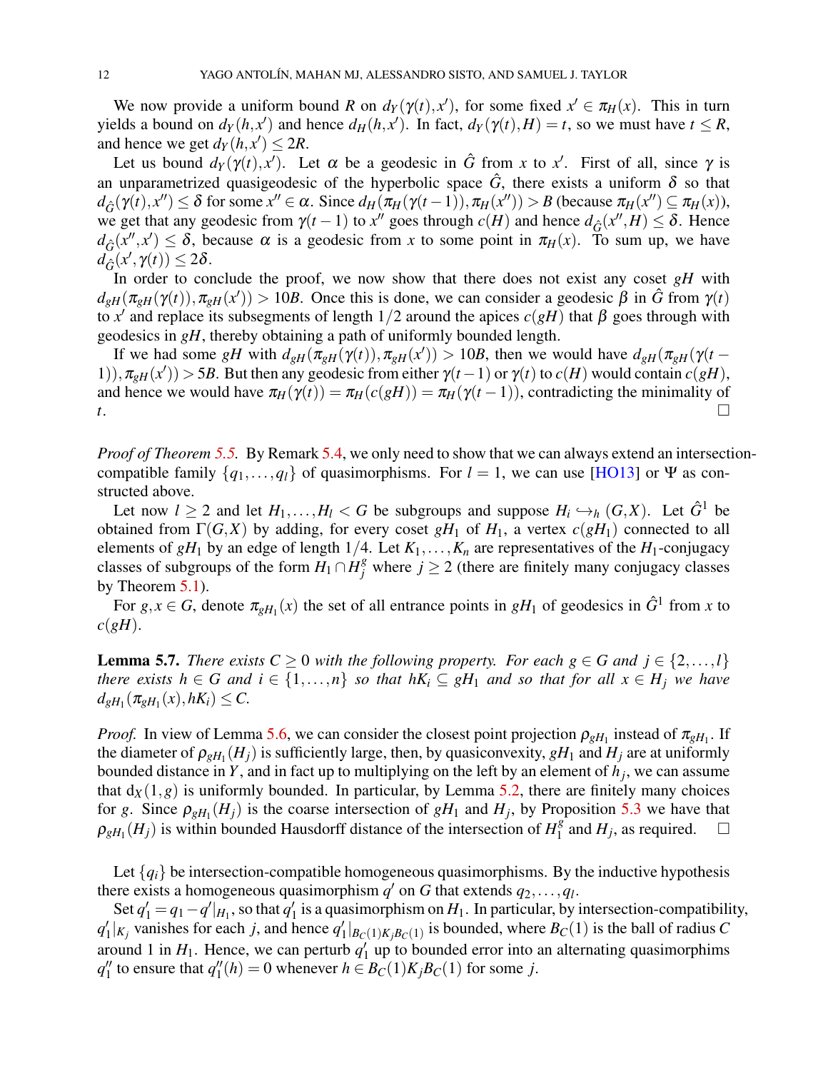We now provide a uniform bound $R$ on $d_Y(\gamma(t), x')$, for some fixed $x' \in \pi_H(x)$. This in turn yields a bound on $d_Y(h, x')$ and hence $d_H(h, x')$. In fact, $d_Y(\gamma(t), H) = t$, so we must have $t \leq R$, and hence we get $d_Y(h, x') \leq 2R$.

Let us bound $d_Y(\gamma(t), x')$. Let $\alpha$ be a geodesic in $\hat{G}$ from $x$ to $x'$. First of all, since $\gamma$ is an unparametrized quasigeodesic of the hyperbolic space $\hat{G}$, there exists a uniform $\delta$ so that $d_{\hat{G}}(\gamma(t), x'') \leq \delta$ for some $x'' \in \alpha$. Since $d_H(\pi_H(\gamma(t-1)), \pi_H(x'')) > B$ (because $\pi_H(x'') \subseteq \pi_H(x)$), we get that any geodesic from $\gamma(t-1)$ to $x''$ goes through $c(H)$ and hence $d_{\hat{G}}(x'', H) \leq \delta$. Hence $d_{\hat{G}}(x'', x') \leq \delta$, because $\alpha$ is a geodesic from $x$ to some point in $\pi_H(x)$. To sum up, we have $d_{\hat{G}}(x', \gamma(t)) \leq 2\delta$.

In order to conclude the proof, we now show that there does not exist any coset $gH$ with $d_{gH}(\pi_{gH}(\gamma(t)), \pi_{gH}(x')) > 10B$. Once this is done, we can consider a geodesic $\beta$ in $\hat{G}$ from $\gamma(t)$ to $x'$ and replace its subsegments of length $1/2$ around the apices $c(gH)$ that $\beta$ goes through with geodesics in $gH$, thereby obtaining a path of uniformly bounded length.

If we had some $gH$ with $d_{gH}(\pi_{gH}(\gamma(t)), \pi_{gH}(x')) > 10B$, then we would have $d_{gH}(\pi_{gH}(\gamma(t-1)), \pi_{gH}(x')) > 5B$. But then any geodesic from either $\gamma(t-1)$ or $\gamma(t)$ to $c(H)$ would contain $c(gH)$, and hence we would have $\pi_H(\gamma(t)) = \pi_H(c(gH)) = \pi_H(\gamma(t-1))$, contradicting the minimality of $t$. □

*Proof of Theorem 5.5.* By Remark 5.4, we only need to show that we can always extend an intersection-compatible family $\{q_1, \ldots, q_l\}$ of quasimorphisms. For $l = 1$, we can use [HO13] or $\Psi$ as constructed above.

Let now $l \geq 2$ and let $H_1, \ldots, H_l < G$ be subgroups and suppose $H_i \hookrightarrow_h (G, X)$. Let $\hat{G}^1$ be obtained from $\Gamma(G, X)$ by adding, for every coset $gH_1$ of $H_1$, a vertex $c(gH_1)$ connected to all elements of $gH_1$ by an edge of length $1/4$. Let $K_1, \ldots, K_n$ are representatives of the $H_1$-conjugacy classes of subgroups of the form $H_1 \cap H_j^g$ where $j \geq 2$ (there are finitely many conjugacy classes by Theorem 5.1).

For $g, x \in G$, denote $\pi_{gH_1}(x)$ the set of all entrance points in $gH_1$ of geodesics in $\hat{G}^1$ from $x$ to $c(gH)$.

**Lemma 5.7.** *There exists $C \geq 0$ with the following property. For each $g \in G$ and $j \in \{2, \ldots, l\}$ there exists $h \in G$ and $i \in \{1, \ldots, n\}$ so that $hK_i \subseteq gH_1$ and so that for all $x \in H_j$ we have $d_{gH_1}(\pi_{gH_1}(x), hK_i) \leq C$.*

*Proof.* In view of Lemma 5.6, we can consider the closest point projection $\rho_{gH_1}$ instead of $\pi_{gH_1}$. If the diameter of $\rho_{gH_1}(H_j)$ is sufficiently large, then, by quasiconvexity, $gH_1$ and $H_j$ are at uniformly bounded distance in $Y$, and in fact up to multiplying on the left by an element of $h_j$, we can assume that $d_X(1, g)$ is uniformly bounded. In particular, by Lemma 5.2, there are finitely many choices for $g$. Since $\rho_{gH_1}(H_j)$ is the coarse intersection of $gH_1$ and $H_j$, by Proposition 5.3 we have that $\rho_{gH_1}(H_j)$ is within bounded Hausdorff distance of the intersection of $H_1^g$ and $H_j$, as required. □

Let $\{q_i\}$ be intersection-compatible homogeneous quasimorphisms. By the inductive hypothesis there exists a homogeneous quasimorphism $q'$ on $G$ that extends $q_2, \ldots, q_l$.

Set $q_1' = q_1 - q'|_{H_1}$, so that $q_1'$ is a quasimorphism on $H_1$. In particular, by intersection-compatibility, $q_1'|_{K_j}$ vanishes for each $j$, and hence $q_1'|_{B_C(1)K_jB_C(1)}$ is bounded, where $B_C(1)$ is the ball of radius $C$ around $1$ in $H_1$. Hence, we can perturb $q_1'$ up to bounded error into an alternating quasimorphims $q_1''$ to ensure that $q_1''(h) = 0$ whenever $h \in B_C(1)K_jB_C(1)$ for some $j$.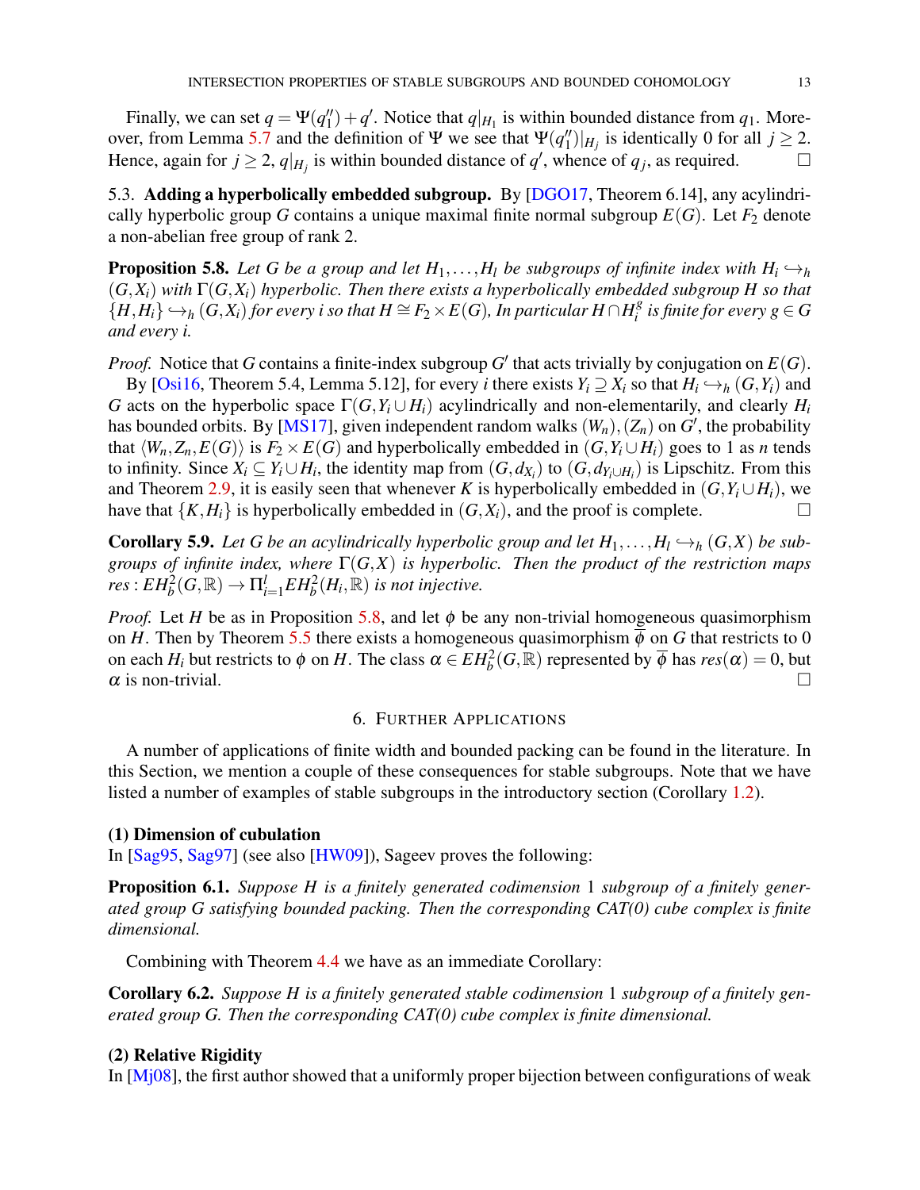Finally, we can set $q = \Psi(q_1'') + q'$. Notice that $q|_{H_1}$ is within bounded distance from $q_1$. Moreover, from Lemma 5.7 and the definition of $\Psi$ we see that $\Psi(q_1'')|_{H_j}$ is identically 0 for all $j \geq 2$. Hence, again for $j \geq 2$, $q|_{H_j}$ is within bounded distance of $q'$, whence of $q_j$, as required. ☐

### 5.3. Adding a hyperbolically embedded subgroup.

By [DGO17, Theorem 6.14], any acylindrically hyperbolic group $G$ contains a unique maximal finite normal subgroup $E(G)$. Let $F_2$ denote a non-abelian free group of rank 2.

**Proposition 5.8.** *Let $G$ be a group and let $H_1, \dots, H_l$ be subgroups of infinite index with $H_i \hookrightarrow_h (G, X_i)$ with $\Gamma(G, X_i)$ hyperbolic. Then there exists a hyperbolically embedded subgroup $H$ so that $\{H, H_i\} \hookrightarrow_h (G, X_i)$ for every $i$ so that $H \cong F_2 \times E(G)$, In particular $H \cap H_i^g$ is finite for every $g \in G$ and every $i$.*

*Proof.* Notice that $G$ contains a finite-index subgroup $G'$ that acts trivially by conjugation on $E(G)$.

By [Osi16, Theorem 5.4, Lemma 5.12], for every $i$ there exists $Y_i \supseteq X_i$ so that $H_i \hookrightarrow_h (G, Y_i)$ and $G$ acts on the hyperbolic space $\Gamma(G, Y_i \cup H_i)$ acylindrically and non-elementarily, and clearly $H_i$ has bounded orbits. By [MS17], given independent random walks $(W_n), (Z_n)$ on $G'$, the probability that $\langle W_n, Z_n, E(G) \rangle$ is $F_2 \times E(G)$ and hyperbolically embedded in $(G, Y_i \cup H_i)$ goes to 1 as $n$ tends to infinity. Since $X_i \subseteq Y_i \cup H_i$, the identity map from $(G, d_{X_i})$ to $(G, d_{Y_i \cup H_i})$ is Lipschitz. From this and Theorem 2.9, it is easily seen that whenever $K$ is hyperbolically embedded in $(G, Y_i \cup H_i)$, we have that $\{K, H_i\}$ is hyperbolically embedded in $(G, X_i)$, and the proof is complete. ☐

**Corollary 5.9.** *Let $G$ be an acylindrically hyperbolic group and let $H_1, \dots, H_l \hookrightarrow_h (G, X)$ be subgroups of infinite index, where $\Gamma(G, X)$ is hyperbolic. Then the product of the restriction maps $res : EH_b^2(G, \mathbb{R}) \to \Pi_{i=1}^l EH_b^2(H_i, \mathbb{R})$ is not injective.*

*Proof.* Let $H$ be as in Proposition 5.8, and let $\phi$ be any non-trivial homogeneous quasimorphism on $H$. Then by Theorem 5.5 there exists a homogeneous quasimorphism $\overline{\phi}$ on $G$ that restricts to 0 on each $H_i$ but restricts to $\phi$ on $H$. The class $\alpha \in EH_b^2(G, \mathbb{R})$ represented by $\overline{\phi}$ has $res(\alpha) = 0$, but $\alpha$ is non-trivial. ☐

## 6. Further Applications

A number of applications of finite width and bounded packing can be found in the literature. In this Section, we mention a couple of these consequences for stable subgroups. Note that we have listed a number of examples of stable subgroups in the introductory section (Corollary 1.2).

**(1) Dimension of cubulation**

In [Sag95, Sag97] (see also [HW09]), Sageev proves the following:

**Proposition 6.1.** *Suppose $H$ is a finitely generated codimension 1 subgroup of a finitely generated group $G$ satisfying bounded packing. Then the corresponding CAT(0) cube complex is finite dimensional.*

Combining with Theorem 4.4 we have as an immediate Corollary:

**Corollary 6.2.** *Suppose $H$ is a finitely generated stable codimension 1 subgroup of a finitely generated group $G$. Then the corresponding CAT(0) cube complex is finite dimensional.*

**(2) Relative Rigidity**

In [Mj08], the first author showed that a uniformly proper bijection between configurations of weak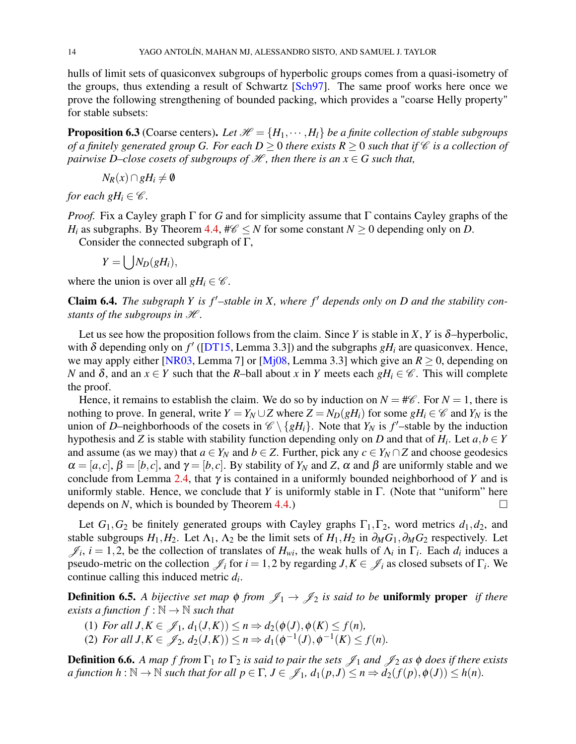hulls of limit sets of quasiconvex subgroups of hyperbolic groups comes from a quasi-isometry of the groups, thus extending a result of Schwartz [Sch97]. The same proof works here once we prove the following strengthening of bounded packing, which provides a "coarse Helly property" for stable subsets:

**Proposition 6.3** (Coarse centers). *Let $\mathscr{H} = \{H_1, \cdots, H_l\}$ be a finite collection of stable subgroups of a finitely generated group $G$. For each $D \geq 0$ there exists $R \geq 0$ such that if $\mathscr{C}$ is a collection of pairwise $D$–close cosets of subgroups of $\mathscr{H}$, then there is an $x \in G$ such that,*

$$N_R(x) \cap gH_i \neq \emptyset$$

*for each $gH_i \in \mathscr{C}$.*

*Proof.* Fix a Cayley graph $\Gamma$ for $G$ and for simplicity assume that $\Gamma$ contains Cayley graphs of the $H_i$ as subgraphs. By Theorem 4.4, $\#\mathscr{C} \leq N$ for some constant $N \geq 0$ depending only on $D$.

Consider the connected subgraph of $\Gamma$,

$$Y = \bigcup N_D(gH_i),$$

where the union is over all $gH_i \in \mathscr{C}$.

**Claim 6.4.** *The subgraph $Y$ is $f'$–stable in $X$, where $f'$ depends only on $D$ and the stability constants of the subgroups in $\mathscr{H}$.*

Let us see how the proposition follows from the claim. Since $Y$ is stable in $X$, $Y$ is $\delta$–hyperbolic, with $\delta$ depending only on $f'$ ([DT15, Lemma 3.3]) and the subgraphs $gH_i$ are quasiconvex. Hence, we may apply either [NR03, Lemma 7] or [Mj08, Lemma 3.3] which give an $R \geq 0$, depending on $N$ and $\delta$, and an $x \in Y$ such that the $R$–ball about $x$ in $Y$ meets each $gH_i \in \mathscr{C}$. This will complete the proof.

Hence, it remains to establish the claim. We do so by induction on $N = \#\mathscr{C}$. For $N = 1$, there is nothing to prove. In general, write $Y = Y_N \cup Z$ where $Z = N_D(gH_i)$ for some $gH_i \in \mathscr{C}$ and $Y_N$ is the union of $D$–neighborhoods of the cosets in $\mathscr{C} \setminus \{gH_i\}$. Note that $Y_N$ is $f'$–stable by the induction hypothesis and $Z$ is stable with stability function depending only on $D$ and that of $H_i$. Let $a, b \in Y$ and assume (as we may) that $a \in Y_N$ and $b \in Z$. Further, pick any $c \in Y_N \cap Z$ and choose geodesics $\alpha = [a,c]$, $\beta = [b,c]$, and $\gamma = [b,c]$. By stability of $Y_N$ and $Z$, $\alpha$ and $\beta$ are uniformly stable and we conclude from Lemma 2.4, that $\gamma$ is contained in a uniformly bounded neighborhood of $Y$ and is uniformly stable. Hence, we conclude that $Y$ is uniformly stable in $\Gamma$. (Note that "uniform" here depends on $N$, which is bounded by Theorem 4.4.) □

Let $G_1, G_2$ be finitely generated groups with Cayley graphs $\Gamma_1, \Gamma_2$, word metrics $d_1, d_2$, and stable subgroups $H_1, H_2$. Let $\Lambda_1$, $\Lambda_2$ be the limit sets of $H_1, H_2$ in $\partial_M G_1, \partial_M G_2$ respectively. Let $\mathscr{J}_i$, $i = 1,2$, be the collection of translates of $H_{wi}$, the weak hulls of $\Lambda_i$ in $\Gamma_i$. Each $d_i$ induces a pseudo-metric on the collection $\mathscr{J}_i$ for $i = 1,2$ by regarding $J, K \in \mathscr{J}_i$ as closed subsets of $\Gamma_i$. We continue calling this induced metric $d_i$.

**Definition 6.5.** *A bijective set map $\phi$ from $\mathscr{J}_1 \to \mathscr{J}_2$ is said to be* **uniformly proper** *if there exists a function $f : \mathbb{N} \to \mathbb{N}$ such that*

1. *For all $J, K \in \mathscr{J}_1$, $d_1(J,K)) \leq n \Rightarrow d_2(\phi(J), \phi(K) \leq f(n)$,*
2. *For all $J, K \in \mathscr{J}_2$, $d_2(J,K)) \leq n \Rightarrow d_1(\phi^{-1}(J), \phi^{-1}(K) \leq f(n)$.*

**Definition 6.6.** *A map $f$ from $\Gamma_1$ to $\Gamma_2$ is said to pair the sets $\mathscr{J}_1$ and $\mathscr{J}_2$ as $\phi$ does if there exists a function $h : \mathbb{N} \to \mathbb{N}$ such that for all $p \in \Gamma$, $J \in \mathscr{J}_1$, $d_1(p,J) \leq n \Rightarrow d_2(f(p), \phi(J)) \leq h(n)$.*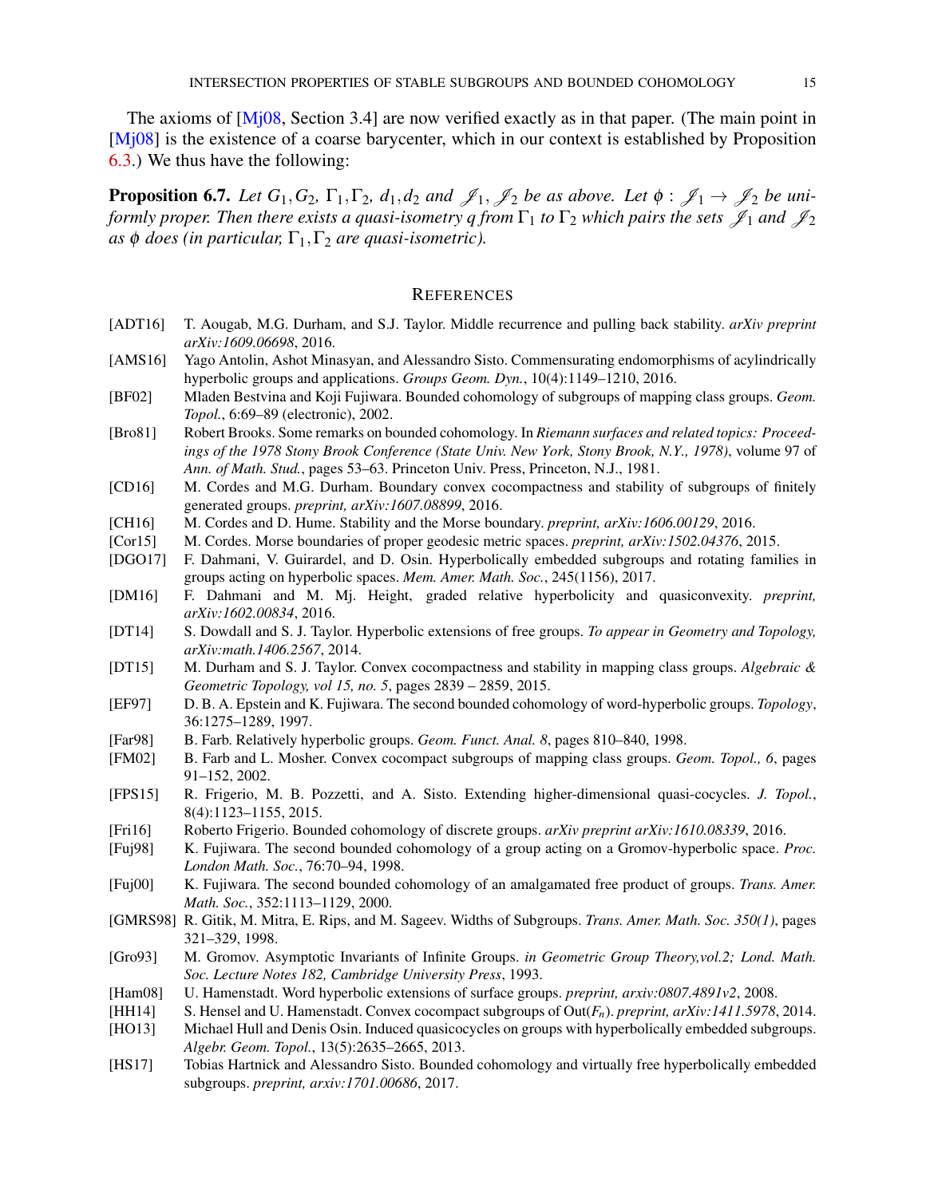The axioms of [Mj08, Section 3.4] are now verified exactly as in that paper. (The main point in [Mj08] is the existence of a coarse barycenter, which in our context is established by Proposition 6.3.) We thus have the following:

**Proposition 6.7.** *Let $G_1, G_2$, $\Gamma_1, \Gamma_2$, $d_1, d_2$ and $\mathscr{J}_1$, $\mathscr{J}_2$ be as above. Let $\phi : \mathscr{J}_1 \to \mathscr{J}_2$ be uniformly proper. Then there exists a quasi-isometry $q$ from $\Gamma_1$ to $\Gamma_2$ which pairs the sets $\mathscr{J}_1$ and $\mathscr{J}_2$ as $\phi$ does (in particular, $\Gamma_1, \Gamma_2$ are quasi-isometric).*

## References

- [ADT16] T. Aougab, M.G. Durham, and S.J. Taylor. Middle recurrence and pulling back stability. *arXiv preprint arXiv:1609.06698*, 2016.
- [AMS16] Yago Antolin, Ashot Minasyan, and Alessandro Sisto. Commensurating endomorphisms of acylindrically hyperbolic groups and applications. *Groups Geom. Dyn.*, 10(4):1149–1210, 2016.
- [BF02] Mladen Bestvina and Koji Fujiwara. Bounded cohomology of subgroups of mapping class groups. *Geom. Topol.*, 6:69–89 (electronic), 2002.
- [Bro81] Robert Brooks. Some remarks on bounded cohomology. In *Riemann surfaces and related topics: Proceedings of the 1978 Stony Brook Conference (State Univ. New York, Stony Brook, N.Y., 1978)*, volume 97 of *Ann. of Math. Stud.*, pages 53–63. Princeton Univ. Press, Princeton, N.J., 1981.
- [CD16] M. Cordes and M.G. Durham. Boundary convex cocompactness and stability of subgroups of finitely generated groups. *preprint, arXiv:1607.08899*, 2016.
- [CH16] M. Cordes and D. Hume. Stability and the Morse boundary. *preprint, arXiv:1606.00129*, 2016.
- [Cor15] M. Cordes. Morse boundaries of proper geodesic metric spaces. *preprint, arXiv:1502.04376*, 2015.
- [DGO17] F. Dahmani, V. Guirardel, and D. Osin. Hyperbolically embedded subgroups and rotating families in groups acting on hyperbolic spaces. *Mem. Amer. Math. Soc.*, 245(1156), 2017.
- [DM16] F. Dahmani and M. Mj. Height, graded relative hyperbolicity and quasiconvexity. *preprint, arXiv:1602.00834*, 2016.
- [DT14] S. Dowdall and S. J. Taylor. Hyperbolic extensions of free groups. *To appear in Geometry and Topology, arXiv:math.1406.2567*, 2014.
- [DT15] M. Durham and S. J. Taylor. Convex cocompactness and stability in mapping class groups. *Algebraic & Geometric Topology, vol 15, no. 5*, pages 2839 – 2859, 2015.
- [EF97] D. B. A. Epstein and K. Fujiwara. The second bounded cohomology of word-hyperbolic groups. *Topology*, 36:1275–1289, 1997.
- [Far98] B. Farb. Relatively hyperbolic groups. *Geom. Funct. Anal. 8*, pages 810–840, 1998.
- [FM02] B. Farb and L. Mosher. Convex cocompact subgroups of mapping class groups. *Geom. Topol., 6*, pages 91–152, 2002.
- [FPS15] R. Frigerio, M. B. Pozzetti, and A. Sisto. Extending higher-dimensional quasi-cocycles. *J. Topol.*, 8(4):1123–1155, 2015.
- [Fri16] Roberto Frigerio. Bounded cohomology of discrete groups. *arXiv preprint arXiv:1610.08339*, 2016.
- [Fuj98] K. Fujiwara. The second bounded cohomology of a group acting on a Gromov-hyperbolic space. *Proc. London Math. Soc.*, 76:70–94, 1998.
- [Fuj00] K. Fujiwara. The second bounded cohomology of an amalgamated free product of groups. *Trans. Amer. Math. Soc.*, 352:1113–1129, 2000.
- [GMRS98] R. Gitik, M. Mitra, E. Rips, and M. Sageev. Widths of Subgroups. *Trans. Amer. Math. Soc. 350(1)*, pages 321–329, 1998.
- [Gro93] M. Gromov. Asymptotic Invariants of Infinite Groups. *in Geometric Group Theory,vol.2; Lond. Math. Soc. Lecture Notes 182, Cambridge University Press*, 1993.
- [Ham08] U. Hamenstadt. Word hyperbolic extensions of surface groups. *preprint, arxiv:0807.4891v2*, 2008.
- [HH14] S. Hensel and U. Hamenstadt. Convex cocompact subgroups of Out($F_n$). *preprint, arXiv:1411.5978*, 2014.
- [HO13] Michael Hull and Denis Osin. Induced quasicocycles on groups with hyperbolically embedded subgroups. *Algebr. Geom. Topol.*, 13(5):2635–2665, 2013.
- [HS17] Tobias Hartnick and Alessandro Sisto. Bounded cohomology and virtually free hyperbolically embedded subgroups. *preprint, arxiv:1701.00686*, 2017.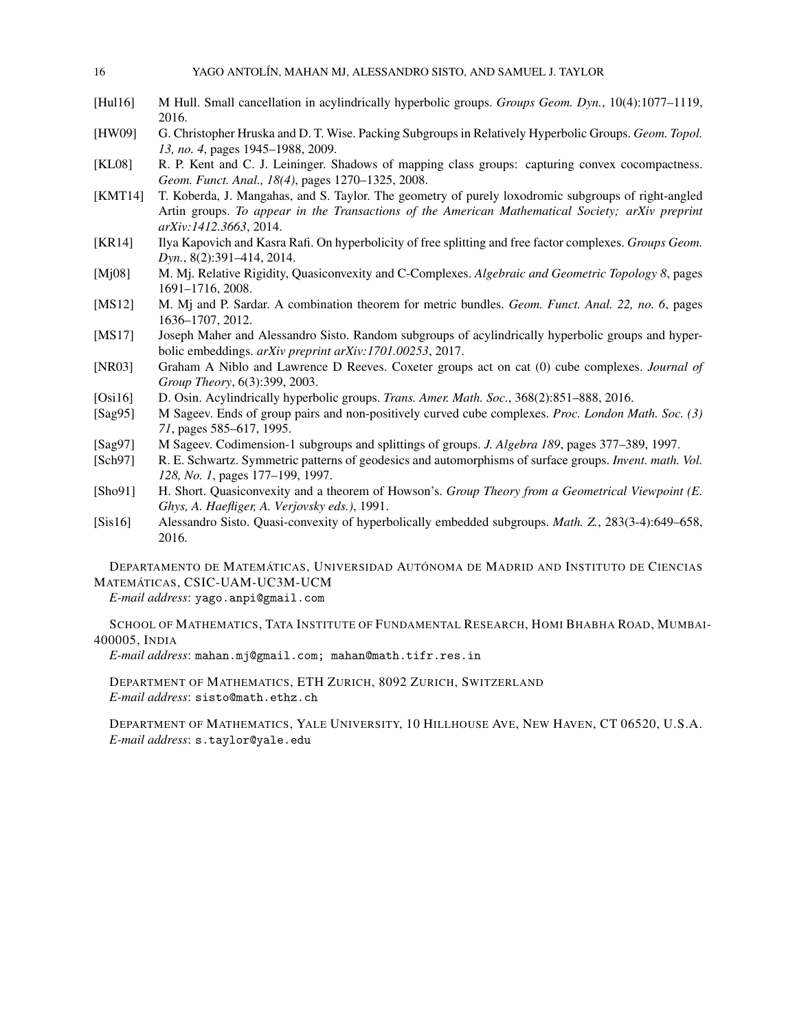- [Hul16] M Hull. Small cancellation in acylindrically hyperbolic groups. *Groups Geom. Dyn.*, 10(4):1077–1119, 2016.
- [HW09] G. Christopher Hruska and D. T. Wise. Packing Subgroups in Relatively Hyperbolic Groups. *Geom. Topol. 13, no. 4*, pages 1945–1988, 2009.
- [KL08] R. P. Kent and C. J. Leininger. Shadows of mapping class groups: capturing convex cocompactness. *Geom. Funct. Anal., 18(4)*, pages 1270–1325, 2008.
- [KMT14] T. Koberda, J. Mangahas, and S. Taylor. The geometry of purely loxodromic subgroups of right-angled Artin groups. *To appear in the Transactions of the American Mathematical Society; arXiv preprint arXiv:1412.3663*, 2014.
- [KR14] Ilya Kapovich and Kasra Rafi. On hyperbolicity of free splitting and free factor complexes. *Groups Geom. Dyn.*, 8(2):391–414, 2014.
- [Mj08] M. Mj. Relative Rigidity, Quasiconvexity and C-Complexes. *Algebraic and Geometric Topology 8*, pages 1691–1716, 2008.
- [MS12] M. Mj and P. Sardar. A combination theorem for metric bundles. *Geom. Funct. Anal. 22, no. 6*, pages 1636–1707, 2012.
- [MS17] Joseph Maher and Alessandro Sisto. Random subgroups of acylindrically hyperbolic groups and hyperbolic embeddings. *arXiv preprint arXiv:1701.00253*, 2017.
- [NR03] Graham A Niblo and Lawrence D Reeves. Coxeter groups act on cat (0) cube complexes. *Journal of Group Theory*, 6(3):399, 2003.
- [Osi16] D. Osin. Acylindrically hyperbolic groups. *Trans. Amer. Math. Soc.*, 368(2):851–888, 2016.
- [Sag95] M Sageev. Ends of group pairs and non-positively curved cube complexes. *Proc. London Math. Soc. (3) 71*, pages 585–617, 1995.
- [Sag97] M Sageev. Codimension-1 subgroups and splittings of groups. *J. Algebra 189*, pages 377–389, 1997.
- [Sch97] R. E. Schwartz. Symmetric patterns of geodesics and automorphisms of surface groups. *Invent. math. Vol. 128, No. 1*, pages 177–199, 1997.
- [Sho91] H. Short. Quasiconvexity and a theorem of Howson's. *Group Theory from a Geometrical Viewpoint (E. Ghys, A. Haefliger, A. Verjovsky eds.)*, 1991.
- [Sis16] Alessandro Sisto. Quasi-convexity of hyperbolically embedded subgroups. *Math. Z.*, 283(3-4):649–658, 2016.

DEPARTAMENTO DE MATEMÁTICAS, UNIVERSIDAD AUTÓNOMA DE MADRID AND INSTITUTO DE CIENCIAS MATEMÁTICAS, CSIC-UAM-UC3M-UCM
*E-mail address*: yago.anpi@gmail.com

SCHOOL OF MATHEMATICS, TATA INSTITUTE OF FUNDAMENTAL RESEARCH, HOMI BHABHA ROAD, MUMBAI-400005, INDIA
*E-mail address*: mahan.mj@gmail.com; mahan@math.tifr.res.in

DEPARTMENT OF MATHEMATICS, ETH ZURICH, 8092 ZURICH, SWITZERLAND
*E-mail address*: sisto@math.ethz.ch

DEPARTMENT OF MATHEMATICS, YALE UNIVERSITY, 10 HILLHOUSE AVE, NEW HAVEN, CT 06520, U.S.A.
*E-mail address*: s.taylor@yale.edu